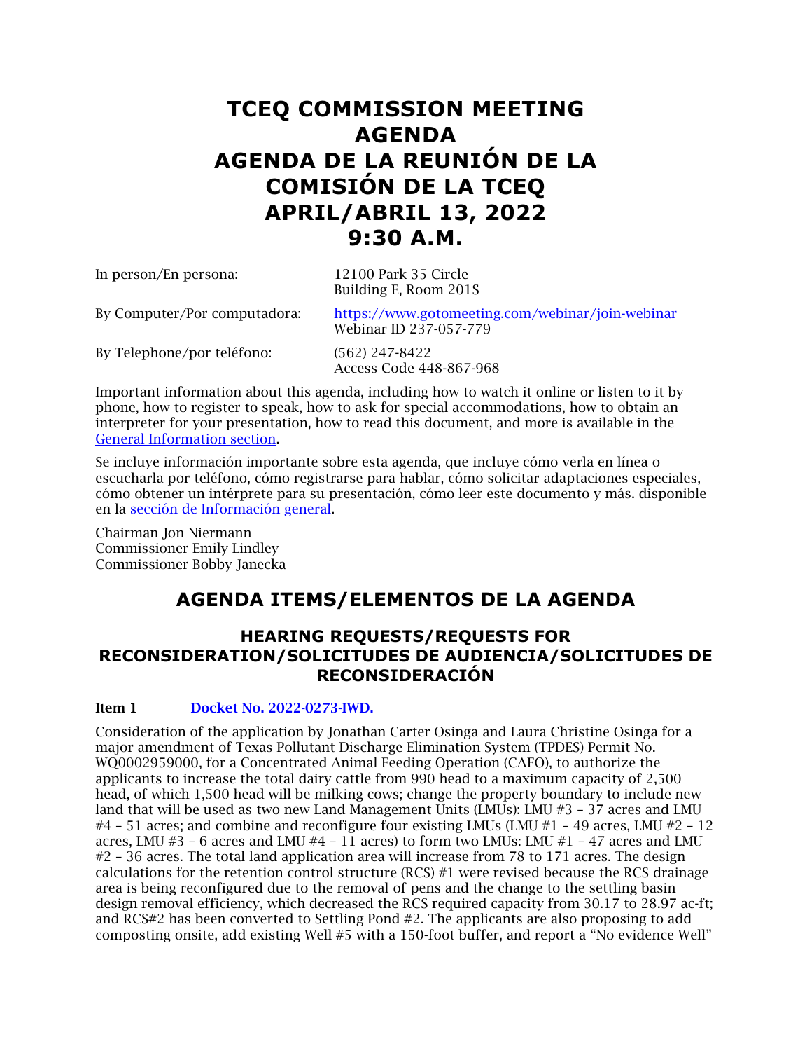# TCEQ COMMISSION MEETING AGENDA
# AGENDA DE LA REUNIÓN DE LA COMISIÓN DE LA TCEQ
# APRIL/ABRIL 13, 2022
# 9:30 A.M.

| | |
|---|---|
| In person/En persona: | 12100 Park 35 Circle<br>Building E, Room 201S |
| By Computer/Por computadora: | [https://www.gotomeeting.com/webinar/join-webinar](https://www.gotomeeting.com/webinar/join-webinar)<br>Webinar ID 237-057-779 |
| By Telephone/por teléfono: | (562) 247-8422<br>Access Code 448-867-968 |

Important information about this agenda, including how to watch it online or listen to it by phone, how to register to speak, how to ask for special accommodations, how to obtain an interpreter for your presentation, how to read this document, and more is available in the General Information section.

Se incluye información importante sobre esta agenda, que incluye cómo verla en línea o escucharla por teléfono, cómo registrarse para hablar, cómo solicitar adaptaciones especiales, cómo obtener un intérprete para su presentación, cómo leer este documento y más. disponible en la sección de Información general.

Chairman Jon Niermann
Commissioner Emily Lindley
Commissioner Bobby Janecka

## AGENDA ITEMS/ELEMENTOS DE LA AGENDA

### HEARING REQUESTS/REQUESTS FOR RECONSIDERATION/SOLICITUDES DE AUDIENCIA/SOLICITUDES DE RECONSIDERACIÓN

**Item 1** **Docket No. 2022-0273-IWD.**

Consideration of the application by Jonathan Carter Osinga and Laura Christine Osinga for a major amendment of Texas Pollutant Discharge Elimination System (TPDES) Permit No. WQ0002959000, for a Concentrated Animal Feeding Operation (CAFO), to authorize the applicants to increase the total dairy cattle from 990 head to a maximum capacity of 2,500 head, of which 1,500 head will be milking cows; change the property boundary to include new land that will be used as two new Land Management Units (LMUs): LMU #3 – 37 acres and LMU #4 – 51 acres; and combine and reconfigure four existing LMUs (LMU #1 – 49 acres, LMU #2 – 12 acres, LMU #3 – 6 acres and LMU #4 – 11 acres) to form two LMUs: LMU #1 – 47 acres and LMU #2 – 36 acres. The total land application area will increase from 78 to 171 acres. The design calculations for the retention control structure (RCS) #1 were revised because the RCS drainage area is being reconfigured due to the removal of pens and the change to the settling basin design removal efficiency, which decreased the RCS required capacity from 30.17 to 28.97 ac-ft; and RCS#2 has been converted to Settling Pond #2. The applicants are also proposing to add composting onsite, add existing Well #5 with a 150-foot buffer, and report a "No evidence Well"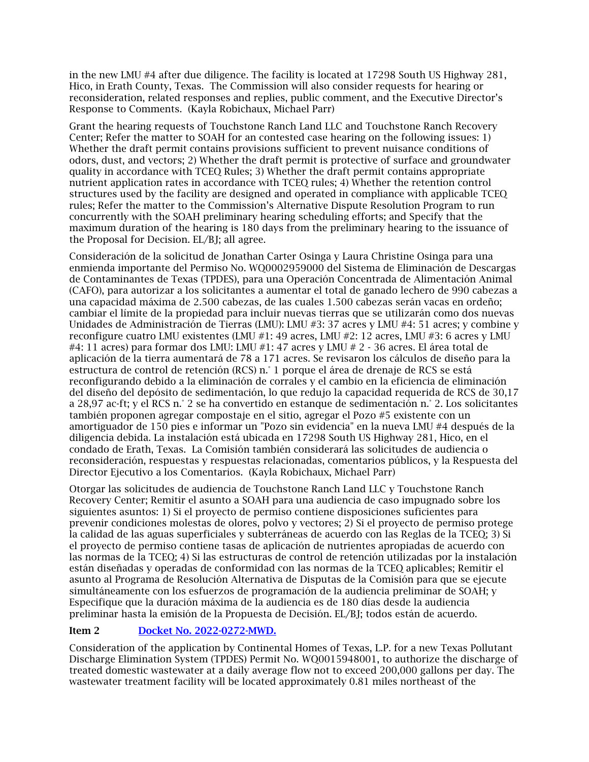in the new LMU #4 after due diligence. The facility is located at 17298 South US Highway 281, Hico, in Erath County, Texas. The Commission will also consider requests for hearing or reconsideration, related responses and replies, public comment, and the Executive Director's Response to Comments. (Kayla Robichaux, Michael Parr)

Grant the hearing requests of Touchstone Ranch Land LLC and Touchstone Ranch Recovery Center; Refer the matter to SOAH for an contested case hearing on the following issues: 1) Whether the draft permit contains provisions sufficient to prevent nuisance conditions of odors, dust, and vectors; 2) Whether the draft permit is protective of surface and groundwater quality in accordance with TCEQ Rules; 3) Whether the draft permit contains appropriate nutrient application rates in accordance with TCEQ rules; 4) Whether the retention control structures used by the facility are designed and operated in compliance with applicable TCEQ rules; Refer the matter to the Commission's Alternative Dispute Resolution Program to run concurrently with the SOAH preliminary hearing scheduling efforts; and Specify that the maximum duration of the hearing is 180 days from the preliminary hearing to the issuance of the Proposal for Decision. EL/BJ; all agree.

Consideración de la solicitud de Jonathan Carter Osinga y Laura Christine Osinga para una enmienda importante del Permiso No. WQ0002959000 del Sistema de Eliminación de Descargas de Contaminantes de Texas (TPDES), para una Operación Concentrada de Alimentación Animal (CAFO), para autorizar a los solicitantes a aumentar el total de ganado lechero de 990 cabezas a una capacidad máxima de 2.500 cabezas, de las cuales 1.500 cabezas serán vacas en ordeño; cambiar el límite de la propiedad para incluir nuevas tierras que se utilizarán como dos nuevas Unidades de Administración de Tierras (LMU): LMU #3: 37 acres y LMU #4: 51 acres; y combine y reconfigure cuatro LMU existentes (LMU #1: 49 acres, LMU #2: 12 acres, LMU #3: 6 acres y LMU #4: 11 acres) para formar dos LMU: LMU #1: 47 acres y LMU # 2 - 36 acres. El área total de aplicación de la tierra aumentará de 78 a 171 acres. Se revisaron los cálculos de diseño para la estructura de control de retención (RCS) n.° 1 porque el área de drenaje de RCS se está reconfigurando debido a la eliminación de corrales y el cambio en la eficiencia de eliminación del diseño del depósito de sedimentación, lo que redujo la capacidad requerida de RCS de 30,17 a 28,97 ac-ft; y el RCS n.° 2 se ha convertido en estanque de sedimentación n.° 2. Los solicitantes también proponen agregar compostaje en el sitio, agregar el Pozo #5 existente con un amortiguador de 150 pies e informar un "Pozo sin evidencia" en la nueva LMU #4 después de la diligencia debida. La instalación está ubicada en 17298 South US Highway 281, Hico, en el condado de Erath, Texas. La Comisión también considerará las solicitudes de audiencia o reconsideración, respuestas y respuestas relacionadas, comentarios públicos, y la Respuesta del Director Ejecutivo a los Comentarios. (Kayla Robichaux, Michael Parr)

Otorgar las solicitudes de audiencia de Touchstone Ranch Land LLC y Touchstone Ranch Recovery Center; Remitir el asunto a SOAH para una audiencia de caso impugnado sobre los siguientes asuntos: 1) Si el proyecto de permiso contiene disposiciones suficientes para prevenir condiciones molestas de olores, polvo y vectores; 2) Si el proyecto de permiso protege la calidad de las aguas superficiales y subterráneas de acuerdo con las Reglas de la TCEQ; 3) Si el proyecto de permiso contiene tasas de aplicación de nutrientes apropiadas de acuerdo con las normas de la TCEQ; 4) Si las estructuras de control de retención utilizadas por la instalación están diseñadas y operadas de conformidad con las normas de la TCEQ aplicables; Remitir el asunto al Programa de Resolución Alternativa de Disputas de la Comisión para que se ejecute simultáneamente con los esfuerzos de programación de la audiencia preliminar de SOAH; y Especifique que la duración máxima de la audiencia es de 180 días desde la audiencia preliminar hasta la emisión de la Propuesta de Decisión. EL/BJ; todos están de acuerdo.

**Item 2** [Docket No. 2022-0272-MWD.]

Consideration of the application by Continental Homes of Texas, L.P. for a new Texas Pollutant Discharge Elimination System (TPDES) Permit No. WQ0015948001, to authorize the discharge of treated domestic wastewater at a daily average flow not to exceed 200,000 gallons per day. The wastewater treatment facility will be located approximately 0.81 miles northeast of the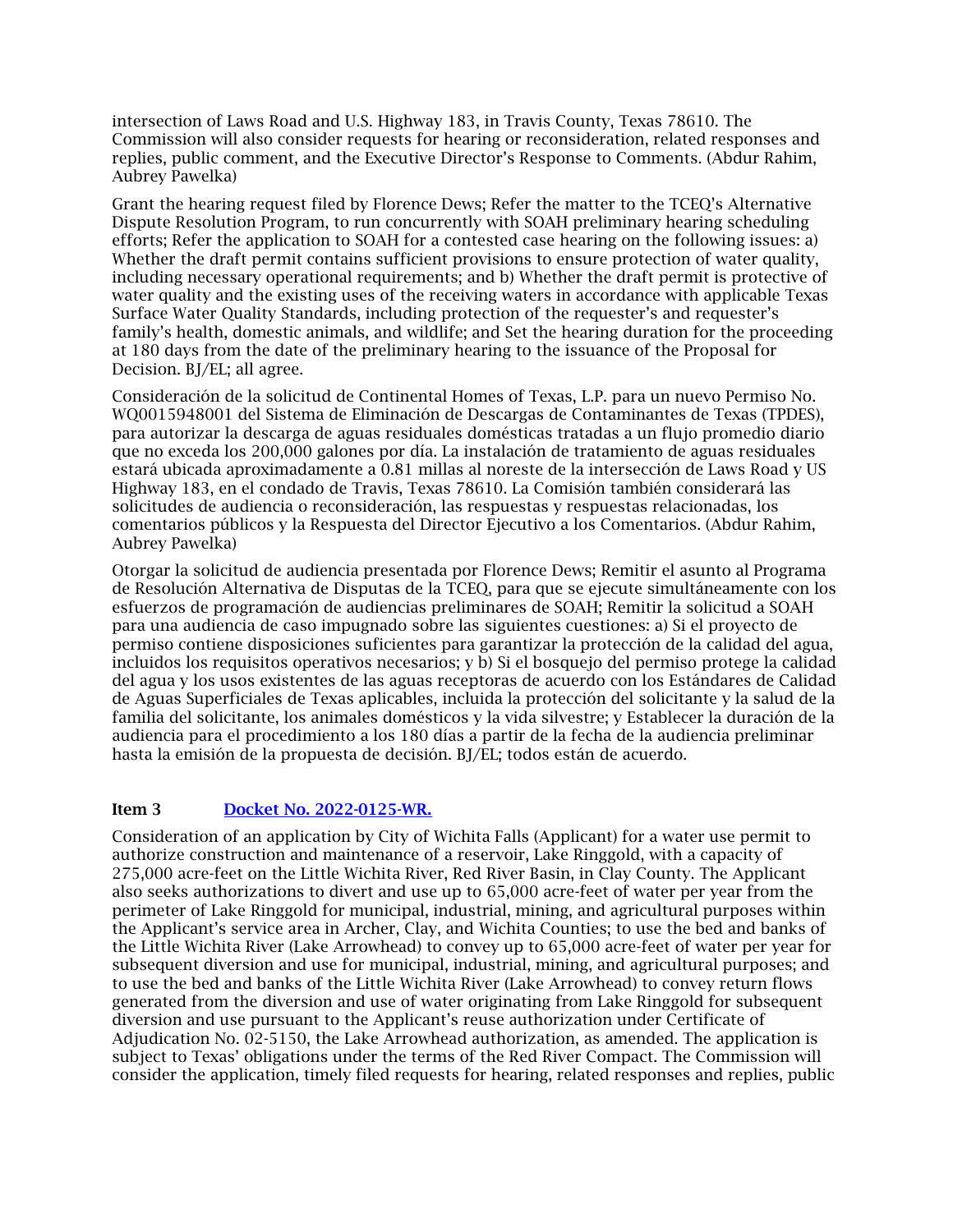intersection of Laws Road and U.S. Highway 183, in Travis County, Texas 78610. The Commission will also consider requests for hearing or reconsideration, related responses and replies, public comment, and the Executive Director's Response to Comments. (Abdur Rahim, Aubrey Pawelka)

Grant the hearing request filed by Florence Dews; Refer the matter to the TCEQ's Alternative Dispute Resolution Program, to run concurrently with SOAH preliminary hearing scheduling efforts; Refer the application to SOAH for a contested case hearing on the following issues: a) Whether the draft permit contains sufficient provisions to ensure protection of water quality, including necessary operational requirements; and b) Whether the draft permit is protective of water quality and the existing uses of the receiving waters in accordance with applicable Texas Surface Water Quality Standards, including protection of the requester's and requester's family's health, domestic animals, and wildlife; and Set the hearing duration for the proceeding at 180 days from the date of the preliminary hearing to the issuance of the Proposal for Decision. BJ/EL; all agree.

Consideración de la solicitud de Continental Homes of Texas, L.P. para un nuevo Permiso No. WQ0015948001 del Sistema de Eliminación de Descargas de Contaminantes de Texas (TPDES), para autorizar la descarga de aguas residuales domésticas tratadas a un flujo promedio diario que no exceda los 200,000 galones por día. La instalación de tratamiento de aguas residuales estará ubicada aproximadamente a 0.81 millas al noreste de la intersección de Laws Road y US Highway 183, en el condado de Travis, Texas 78610. La Comisión también considerará las solicitudes de audiencia o reconsideración, las respuestas y respuestas relacionadas, los comentarios públicos y la Respuesta del Director Ejecutivo a los Comentarios. (Abdur Rahim, Aubrey Pawelka)

Otorgar la solicitud de audiencia presentada por Florence Dews; Remitir el asunto al Programa de Resolución Alternativa de Disputas de la TCEQ, para que se ejecute simultáneamente con los esfuerzos de programación de audiencias preliminares de SOAH; Remitir la solicitud a SOAH para una audiencia de caso impugnado sobre las siguientes cuestiones: a) Si el proyecto de permiso contiene disposiciones suficientes para garantizar la protección de la calidad del agua, incluidos los requisitos operativos necesarios; y b) Si el bosquejo del permiso protege la calidad del agua y los usos existentes de las aguas receptoras de acuerdo con los Estándares de Calidad de Aguas Superficiales de Texas aplicables, incluida la protección del solicitante y la salud de la familia del solicitante, los animales domésticos y la vida silvestre; y Establecer la duración de la audiencia para el procedimiento a los 180 días a partir de la fecha de la audiencia preliminar hasta la emisión de la propuesta de decisión. BJ/EL; todos están de acuerdo.

**Item 3** [Docket No. 2022-0125-WR.]

Consideration of an application by City of Wichita Falls (Applicant) for a water use permit to authorize construction and maintenance of a reservoir, Lake Ringgold, with a capacity of 275,000 acre-feet on the Little Wichita River, Red River Basin, in Clay County. The Applicant also seeks authorizations to divert and use up to 65,000 acre-feet of water per year from the perimeter of Lake Ringgold for municipal, industrial, mining, and agricultural purposes within the Applicant's service area in Archer, Clay, and Wichita Counties; to use the bed and banks of the Little Wichita River (Lake Arrowhead) to convey up to 65,000 acre-feet of water per year for subsequent diversion and use for municipal, industrial, mining, and agricultural purposes; and to use the bed and banks of the Little Wichita River (Lake Arrowhead) to convey return flows generated from the diversion and use of water originating from Lake Ringgold for subsequent diversion and use pursuant to the Applicant's reuse authorization under Certificate of Adjudication No. 02-5150, the Lake Arrowhead authorization, as amended. The application is subject to Texas' obligations under the terms of the Red River Compact. The Commission will consider the application, timely filed requests for hearing, related responses and replies, public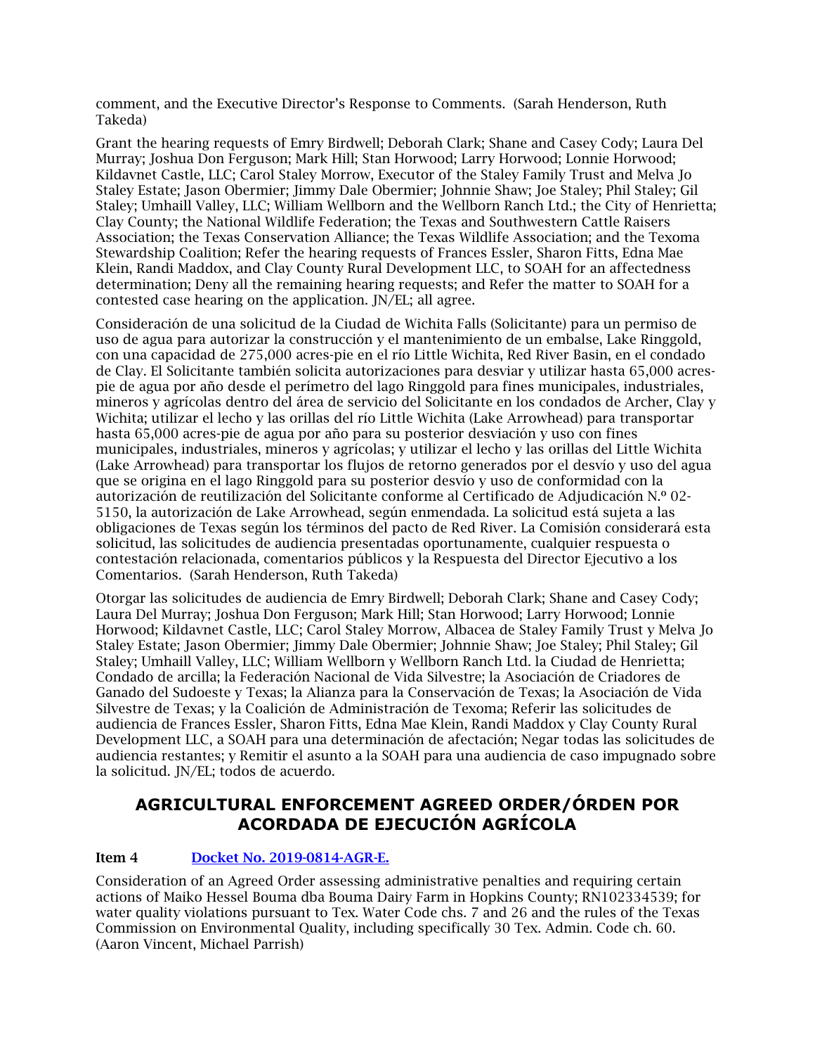comment, and the Executive Director's Response to Comments. (Sarah Henderson, Ruth Takeda)

Grant the hearing requests of Emry Birdwell; Deborah Clark; Shane and Casey Cody; Laura Del Murray; Joshua Don Ferguson; Mark Hill; Stan Horwood; Larry Horwood; Lonnie Horwood; Kildavnet Castle, LLC; Carol Staley Morrow, Executor of the Staley Family Trust and Melva Jo Staley Estate; Jason Obermier; Jimmy Dale Obermier; Johnnie Shaw; Joe Staley; Phil Staley; Gil Staley; Umhaill Valley, LLC; William Wellborn and the Wellborn Ranch Ltd.; the City of Henrietta; Clay County; the National Wildlife Federation; the Texas and Southwestern Cattle Raisers Association; the Texas Conservation Alliance; the Texas Wildlife Association; and the Texoma Stewardship Coalition; Refer the hearing requests of Frances Essler, Sharon Fitts, Edna Mae Klein, Randi Maddox, and Clay County Rural Development LLC, to SOAH for an affectedness determination; Deny all the remaining hearing requests; and Refer the matter to SOAH for a contested case hearing on the application. JN/EL; all agree.

Consideración de una solicitud de la Ciudad de Wichita Falls (Solicitante) para un permiso de uso de agua para autorizar la construcción y el mantenimiento de un embalse, Lake Ringgold, con una capacidad de 275,000 acres-pie en el río Little Wichita, Red River Basin, en el condado de Clay. El Solicitante también solicita autorizaciones para desviar y utilizar hasta 65,000 acres-pie de agua por año desde el perímetro del lago Ringgold para fines municipales, industriales, mineros y agrícolas dentro del área de servicio del Solicitante en los condados de Archer, Clay y Wichita; utilizar el lecho y las orillas del río Little Wichita (Lake Arrowhead) para transportar hasta 65,000 acres-pie de agua por año para su posterior desviación y uso con fines municipales, industriales, mineros y agrícolas; y utilizar el lecho y las orillas del Little Wichita (Lake Arrowhead) para transportar los flujos de retorno generados por el desvío y uso del agua que se origina en el lago Ringgold para su posterior desvío y uso de conformidad con la autorización de reutilización del Solicitante conforme al Certificado de Adjudicación N.º 02-5150, la autorización de Lake Arrowhead, según enmendada. La solicitud está sujeta a las obligaciones de Texas según los términos del pacto de Red River. La Comisión considerará esta solicitud, las solicitudes de audiencia presentadas oportunamente, cualquier respuesta o contestación relacionada, comentarios públicos y la Respuesta del Director Ejecutivo a los Comentarios. (Sarah Henderson, Ruth Takeda)

Otorgar las solicitudes de audiencia de Emry Birdwell; Deborah Clark; Shane and Casey Cody; Laura Del Murray; Joshua Don Ferguson; Mark Hill; Stan Horwood; Larry Horwood; Lonnie Horwood; Kildavnet Castle, LLC; Carol Staley Morrow, Albacea de Staley Family Trust y Melva Jo Staley Estate; Jason Obermier; Jimmy Dale Obermier; Johnnie Shaw; Joe Staley; Phil Staley; Gil Staley; Umhaill Valley, LLC; William Wellborn y Wellborn Ranch Ltd. la Ciudad de Henrietta; Condado de arcilla; la Federación Nacional de Vida Silvestre; la Asociación de Criadores de Ganado del Sudoeste y Texas; la Alianza para la Conservación de Texas; la Asociación de Vida Silvestre de Texas; y la Coalición de Administración de Texoma; Referir las solicitudes de audiencia de Frances Essler, Sharon Fitts, Edna Mae Klein, Randi Maddox y Clay County Rural Development LLC, a SOAH para una determinación de afectación; Negar todas las solicitudes de audiencia restantes; y Remitir el asunto a la SOAH para una audiencia de caso impugnado sobre la solicitud. JN/EL; todos de acuerdo.

## AGRICULTURAL ENFORCEMENT AGREED ORDER/ÓRDEN POR ACORDADA DE EJECUCIÓN AGRÍCOLA

**Item 4** [Docket No. 2019-0814-AGR-E.]

Consideration of an Agreed Order assessing administrative penalties and requiring certain actions of Maiko Hessel Bouma dba Bouma Dairy Farm in Hopkins County; RN102334539; for water quality violations pursuant to Tex. Water Code chs. 7 and 26 and the rules of the Texas Commission on Environmental Quality, including specifically 30 Tex. Admin. Code ch. 60. (Aaron Vincent, Michael Parrish)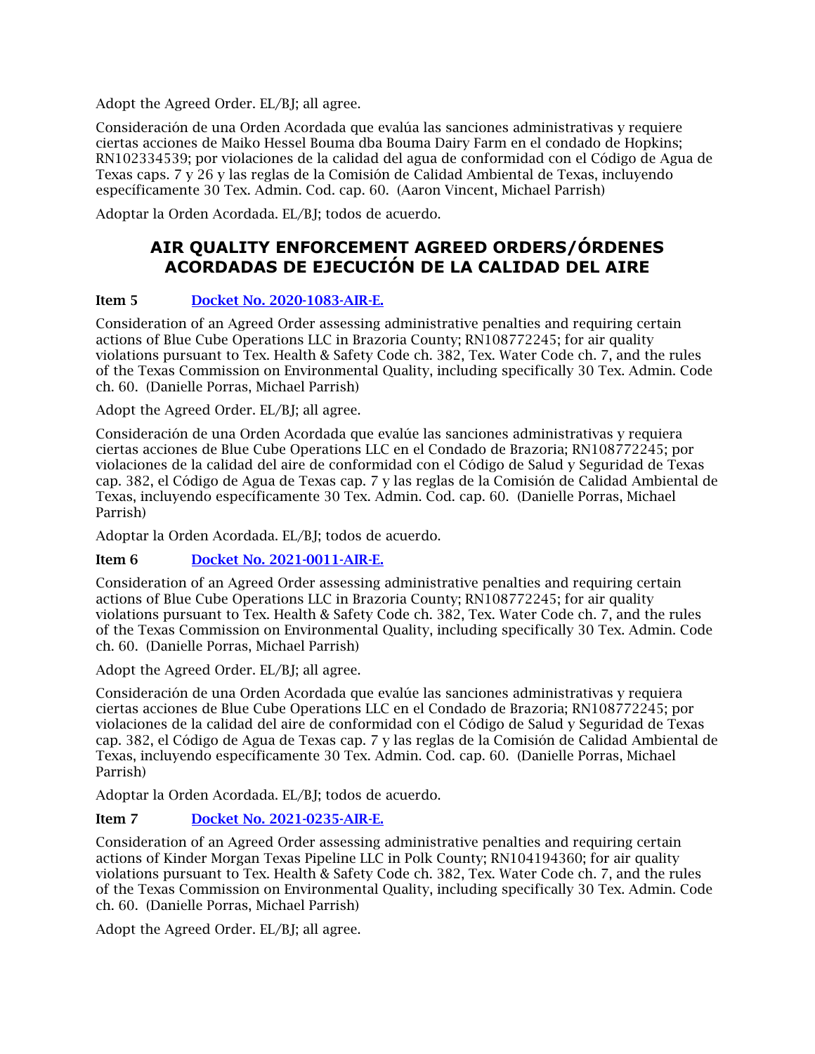Adopt the Agreed Order. EL/BJ; all agree.

Consideración de una Orden Acordada que evalúa las sanciones administrativas y requiere ciertas acciones de Maiko Hessel Bouma dba Bouma Dairy Farm en el condado de Hopkins; RN102334539; por violaciones de la calidad del agua de conformidad con el Código de Agua de Texas caps. 7 y 26 y las reglas de la Comisión de Calidad Ambiental de Texas, incluyendo específicamente 30 Tex. Admin. Cod. cap. 60. (Aaron Vincent, Michael Parrish)

Adoptar la Orden Acordada. EL/BJ; todos de acuerdo.

## AIR QUALITY ENFORCEMENT AGREED ORDERS/ÓRDENES ACORDADAS DE EJECUCIÓN DE LA CALIDAD DEL AIRE

**Item 5** [Docket No. 2020-1083-AIR-E.]()

Consideration of an Agreed Order assessing administrative penalties and requiring certain actions of Blue Cube Operations LLC in Brazoria County; RN108772245; for air quality violations pursuant to Tex. Health & Safety Code ch. 382, Tex. Water Code ch. 7, and the rules of the Texas Commission on Environmental Quality, including specifically 30 Tex. Admin. Code ch. 60. (Danielle Porras, Michael Parrish)

Adopt the Agreed Order. EL/BJ; all agree.

Consideración de una Orden Acordada que evalúe las sanciones administrativas y requiera ciertas acciones de Blue Cube Operations LLC en el Condado de Brazoria; RN108772245; por violaciones de la calidad del aire de conformidad con el Código de Salud y Seguridad de Texas cap. 382, el Código de Agua de Texas cap. 7 y las reglas de la Comisión de Calidad Ambiental de Texas, incluyendo específicamente 30 Tex. Admin. Cod. cap. 60. (Danielle Porras, Michael Parrish)

Adoptar la Orden Acordada. EL/BJ; todos de acuerdo.

**Item 6** [Docket No. 2021-0011-AIR-E.]()

Consideration of an Agreed Order assessing administrative penalties and requiring certain actions of Blue Cube Operations LLC in Brazoria County; RN108772245; for air quality violations pursuant to Tex. Health & Safety Code ch. 382, Tex. Water Code ch. 7, and the rules of the Texas Commission on Environmental Quality, including specifically 30 Tex. Admin. Code ch. 60. (Danielle Porras, Michael Parrish)

Adopt the Agreed Order. EL/BJ; all agree.

Consideración de una Orden Acordada que evalúe las sanciones administrativas y requiera ciertas acciones de Blue Cube Operations LLC en el Condado de Brazoria; RN108772245; por violaciones de la calidad del aire de conformidad con el Código de Salud y Seguridad de Texas cap. 382, el Código de Agua de Texas cap. 7 y las reglas de la Comisión de Calidad Ambiental de Texas, incluyendo específicamente 30 Tex. Admin. Cod. cap. 60. (Danielle Porras, Michael Parrish)

Adoptar la Orden Acordada. EL/BJ; todos de acuerdo.

**Item 7** [Docket No. 2021-0235-AIR-E.]()

Consideration of an Agreed Order assessing administrative penalties and requiring certain actions of Kinder Morgan Texas Pipeline LLC in Polk County; RN104194360; for air quality violations pursuant to Tex. Health & Safety Code ch. 382, Tex. Water Code ch. 7, and the rules of the Texas Commission on Environmental Quality, including specifically 30 Tex. Admin. Code ch. 60. (Danielle Porras, Michael Parrish)

Adopt the Agreed Order. EL/BJ; all agree.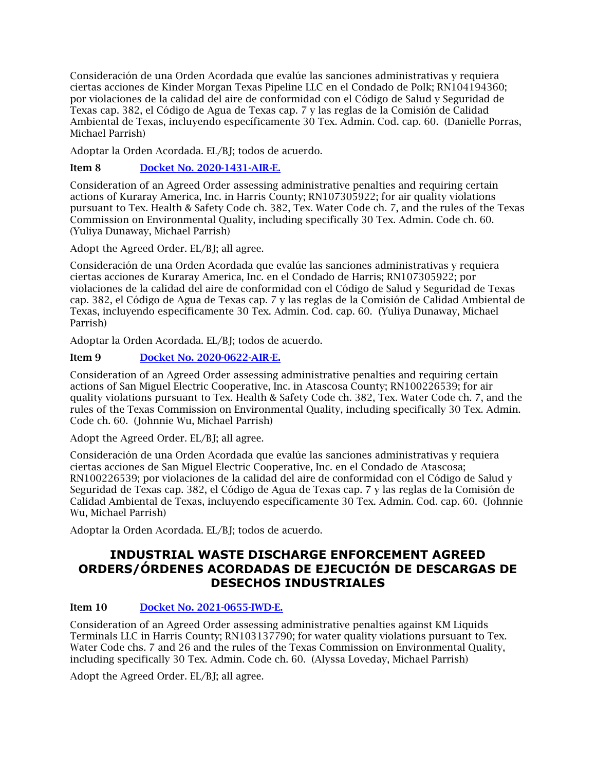Consideración de una Orden Acordada que evalúe las sanciones administrativas y requiera ciertas acciones de Kinder Morgan Texas Pipeline LLC en el Condado de Polk; RN104194360; por violaciones de la calidad del aire de conformidad con el Código de Salud y Seguridad de Texas cap. 382, el Código de Agua de Texas cap. 7 y las reglas de la Comisión de Calidad Ambiental de Texas, incluyendo específicamente 30 Tex. Admin. Cod. cap. 60. (Danielle Porras, Michael Parrish)

Adoptar la Orden Acordada. EL/BJ; todos de acuerdo.

**Item 8** [Docket No. 2020-1431-AIR-E.]

Consideration of an Agreed Order assessing administrative penalties and requiring certain actions of Kuraray America, Inc. in Harris County; RN107305922; for air quality violations pursuant to Tex. Health & Safety Code ch. 382, Tex. Water Code ch. 7, and the rules of the Texas Commission on Environmental Quality, including specifically 30 Tex. Admin. Code ch. 60. (Yuliya Dunaway, Michael Parrish)

Adopt the Agreed Order. EL/BJ; all agree.

Consideración de una Orden Acordada que evalúe las sanciones administrativas y requiera ciertas acciones de Kuraray America, Inc. en el Condado de Harris; RN107305922; por violaciones de la calidad del aire de conformidad con el Código de Salud y Seguridad de Texas cap. 382, el Código de Agua de Texas cap. 7 y las reglas de la Comisión de Calidad Ambiental de Texas, incluyendo específicamente 30 Tex. Admin. Cod. cap. 60. (Yuliya Dunaway, Michael Parrish)

Adoptar la Orden Acordada. EL/BJ; todos de acuerdo.

**Item 9** [Docket No. 2020-0622-AIR-E.]

Consideration of an Agreed Order assessing administrative penalties and requiring certain actions of San Miguel Electric Cooperative, Inc. in Atascosa County; RN100226539; for air quality violations pursuant to Tex. Health & Safety Code ch. 382, Tex. Water Code ch. 7, and the rules of the Texas Commission on Environmental Quality, including specifically 30 Tex. Admin. Code ch. 60. (Johnnie Wu, Michael Parrish)

Adopt the Agreed Order. EL/BJ; all agree.

Consideración de una Orden Acordada que evalúe las sanciones administrativas y requiera ciertas acciones de San Miguel Electric Cooperative, Inc. en el Condado de Atascosa; RN100226539; por violaciones de la calidad del aire de conformidad con el Código de Salud y Seguridad de Texas cap. 382, el Código de Agua de Texas cap. 7 y las reglas de la Comisión de Calidad Ambiental de Texas, incluyendo específicamente 30 Tex. Admin. Cod. cap. 60. (Johnnie Wu, Michael Parrish)

Adoptar la Orden Acordada. EL/BJ; todos de acuerdo.

## INDUSTRIAL WASTE DISCHARGE ENFORCEMENT AGREED ORDERS/ÓRDENES ACORDADAS DE EJECUCIÓN DE DESCARGAS DE DESECHOS INDUSTRIALES

**Item 10** [Docket No. 2021-0655-IWD-E.]

Consideration of an Agreed Order assessing administrative penalties against KM Liquids Terminals LLC in Harris County; RN103137790; for water quality violations pursuant to Tex. Water Code chs. 7 and 26 and the rules of the Texas Commission on Environmental Quality, including specifically 30 Tex. Admin. Code ch. 60. (Alyssa Loveday, Michael Parrish)

Adopt the Agreed Order. EL/BJ; all agree.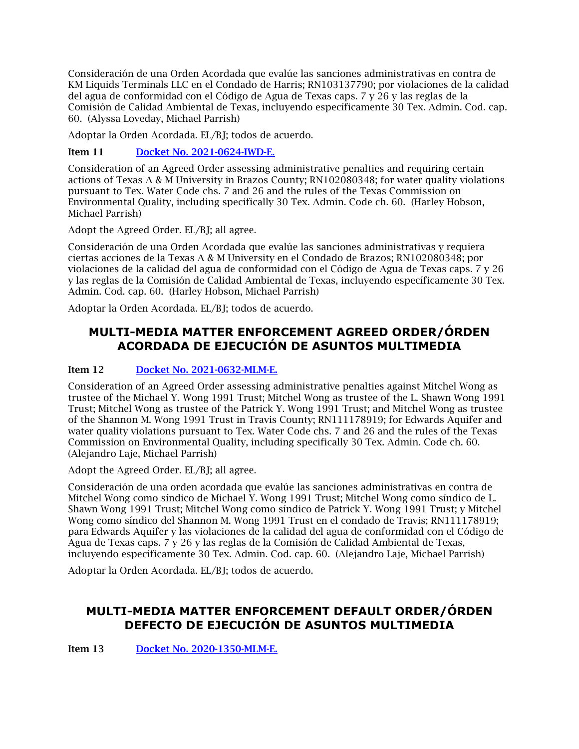Consideración de una Orden Acordada que evalúe las sanciones administrativas en contra de KM Liquids Terminals LLC en el Condado de Harris; RN103137790; por violaciones de la calidad del agua de conformidad con el Código de Agua de Texas caps. 7 y 26 y las reglas de la Comisión de Calidad Ambiental de Texas, incluyendo específicamente 30 Tex. Admin. Cod. cap. 60. (Alyssa Loveday, Michael Parrish)

Adoptar la Orden Acordada. EL/BJ; todos de acuerdo.

**Item 11** [Docket No. 2021-0624-IWD-E.]

Consideration of an Agreed Order assessing administrative penalties and requiring certain actions of Texas A & M University in Brazos County; RN102080348; for water quality violations pursuant to Tex. Water Code chs. 7 and 26 and the rules of the Texas Commission on Environmental Quality, including specifically 30 Tex. Admin. Code ch. 60. (Harley Hobson, Michael Parrish)

Adopt the Agreed Order. EL/BJ; all agree.

Consideración de una Orden Acordada que evalúe las sanciones administrativas y requiera ciertas acciones de la Texas A & M University en el Condado de Brazos; RN102080348; por violaciones de la calidad del agua de conformidad con el Código de Agua de Texas caps. 7 y 26 y las reglas de la Comisión de Calidad Ambiental de Texas, incluyendo específicamente 30 Tex. Admin. Cod. cap. 60. (Harley Hobson, Michael Parrish)

Adoptar la Orden Acordada. EL/BJ; todos de acuerdo.

## MULTI-MEDIA MATTER ENFORCEMENT AGREED ORDER/ÓRDEN ACORDADA DE EJECUCIÓN DE ASUNTOS MULTIMEDIA

**Item 12** [Docket No. 2021-0632-MLM-E.]

Consideration of an Agreed Order assessing administrative penalties against Mitchel Wong as trustee of the Michael Y. Wong 1991 Trust; Mitchel Wong as trustee of the L. Shawn Wong 1991 Trust; Mitchel Wong as trustee of the Patrick Y. Wong 1991 Trust; and Mitchel Wong as trustee of the Shannon M. Wong 1991 Trust in Travis County; RN111178919; for Edwards Aquifer and water quality violations pursuant to Tex. Water Code chs. 7 and 26 and the rules of the Texas Commission on Environmental Quality, including specifically 30 Tex. Admin. Code ch. 60. (Alejandro Laje, Michael Parrish)

Adopt the Agreed Order. EL/BJ; all agree.

Consideración de una orden acordada que evalúe las sanciones administrativas en contra de Mitchel Wong como síndico de Michael Y. Wong 1991 Trust; Mitchel Wong como síndico de L. Shawn Wong 1991 Trust; Mitchel Wong como síndico de Patrick Y. Wong 1991 Trust; y Mitchel Wong como síndico del Shannon M. Wong 1991 Trust en el condado de Travis; RN111178919; para Edwards Aquifer y las violaciones de la calidad del agua de conformidad con el Código de Agua de Texas caps. 7 y 26 y las reglas de la Comisión de Calidad Ambiental de Texas, incluyendo específicamente 30 Tex. Admin. Cod. cap. 60. (Alejandro Laje, Michael Parrish)

Adoptar la Orden Acordada. EL/BJ; todos de acuerdo.

## MULTI-MEDIA MATTER ENFORCEMENT DEFAULT ORDER/ÓRDEN DEFECTO DE EJECUCIÓN DE ASUNTOS MULTIMEDIA

**Item 13** [Docket No. 2020-1350-MLM-E.]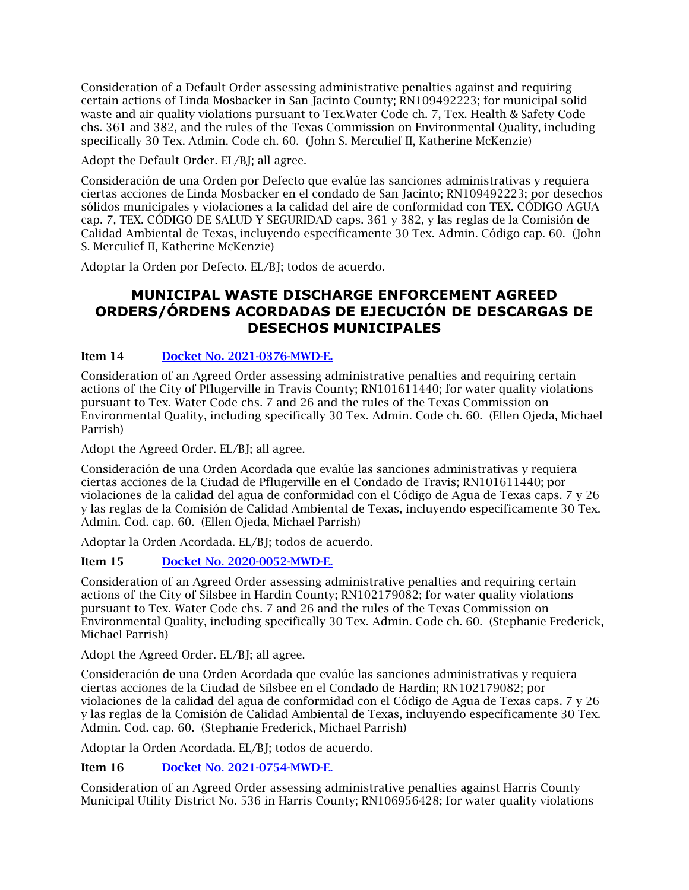Consideration of a Default Order assessing administrative penalties against and requiring certain actions of Linda Mosbacker in San Jacinto County; RN109492223; for municipal solid waste and air quality violations pursuant to Tex.Water Code ch. 7, Tex. Health & Safety Code chs. 361 and 382, and the rules of the Texas Commission on Environmental Quality, including specifically 30 Tex. Admin. Code ch. 60. (John S. Merculief II, Katherine McKenzie)

Adopt the Default Order. EL/BJ; all agree.

Consideración de una Orden por Defecto que evalúe las sanciones administrativas y requiera ciertas acciones de Linda Mosbacker en el condado de San Jacinto; RN109492223; por desechos sólidos municipales y violaciones a la calidad del aire de conformidad con TEX. CÓDIGO AGUA cap. 7, TEX. CÓDIGO DE SALUD Y SEGURIDAD caps. 361 y 382, y las reglas de la Comisión de Calidad Ambiental de Texas, incluyendo específicamente 30 Tex. Admin. Código cap. 60. (John S. Merculief II, Katherine McKenzie)

Adoptar la Orden por Defecto. EL/BJ; todos de acuerdo.

## MUNICIPAL WASTE DISCHARGE ENFORCEMENT AGREED ORDERS/ÓRDENS ACORDADAS DE EJECUCIÓN DE DESCARGAS DE DESECHOS MUNICIPALES

**Item 14** Docket No. 2021-0376-MWD-E.

Consideration of an Agreed Order assessing administrative penalties and requiring certain actions of the City of Pflugerville in Travis County; RN101611440; for water quality violations pursuant to Tex. Water Code chs. 7 and 26 and the rules of the Texas Commission on Environmental Quality, including specifically 30 Tex. Admin. Code ch. 60. (Ellen Ojeda, Michael Parrish)

Adopt the Agreed Order. EL/BJ; all agree.

Consideración de una Orden Acordada que evalúe las sanciones administrativas y requiera ciertas acciones de la Ciudad de Pflugerville en el Condado de Travis; RN101611440; por violaciones de la calidad del agua de conformidad con el Código de Agua de Texas caps. 7 y 26 y las reglas de la Comisión de Calidad Ambiental de Texas, incluyendo específicamente 30 Tex. Admin. Cod. cap. 60. (Ellen Ojeda, Michael Parrish)

Adoptar la Orden Acordada. EL/BJ; todos de acuerdo.

**Item 15** Docket No. 2020-0052-MWD-E.

Consideration of an Agreed Order assessing administrative penalties and requiring certain actions of the City of Silsbee in Hardin County; RN102179082; for water quality violations pursuant to Tex. Water Code chs. 7 and 26 and the rules of the Texas Commission on Environmental Quality, including specifically 30 Tex. Admin. Code ch. 60. (Stephanie Frederick, Michael Parrish)

Adopt the Agreed Order. EL/BJ; all agree.

Consideración de una Orden Acordada que evalúe las sanciones administrativas y requiera ciertas acciones de la Ciudad de Silsbee en el Condado de Hardin; RN102179082; por violaciones de la calidad del agua de conformidad con el Código de Agua de Texas caps. 7 y 26 y las reglas de la Comisión de Calidad Ambiental de Texas, incluyendo específicamente 30 Tex. Admin. Cod. cap. 60. (Stephanie Frederick, Michael Parrish)

Adoptar la Orden Acordada. EL/BJ; todos de acuerdo.

**Item 16** Docket No. 2021-0754-MWD-E.

Consideration of an Agreed Order assessing administrative penalties against Harris County Municipal Utility District No. 536 in Harris County; RN106956428; for water quality violations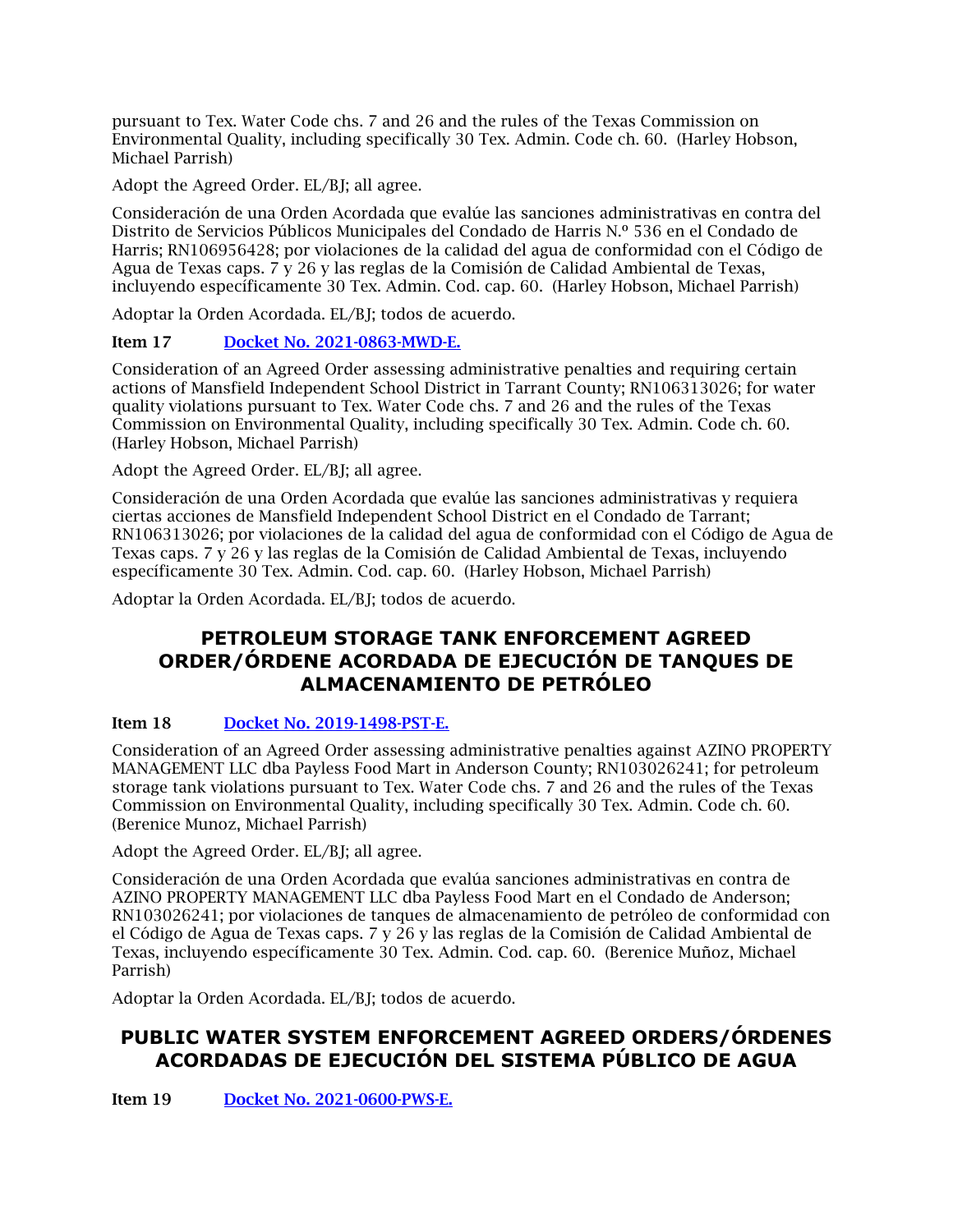pursuant to Tex. Water Code chs. 7 and 26 and the rules of the Texas Commission on Environmental Quality, including specifically 30 Tex. Admin. Code ch. 60. (Harley Hobson, Michael Parrish)

Adopt the Agreed Order. EL/BJ; all agree.

Consideración de una Orden Acordada que evalúe las sanciones administrativas en contra del Distrito de Servicios Públicos Municipales del Condado de Harris N.º 536 en el Condado de Harris; RN106956428; por violaciones de la calidad del agua de conformidad con el Código de Agua de Texas caps. 7 y 26 y las reglas de la Comisión de Calidad Ambiental de Texas, incluyendo específicamente 30 Tex. Admin. Cod. cap. 60. (Harley Hobson, Michael Parrish)

Adoptar la Orden Acordada. EL/BJ; todos de acuerdo.

**Item 17** [Docket No. 2021-0863-MWD-E.]

Consideration of an Agreed Order assessing administrative penalties and requiring certain actions of Mansfield Independent School District in Tarrant County; RN106313026; for water quality violations pursuant to Tex. Water Code chs. 7 and 26 and the rules of the Texas Commission on Environmental Quality, including specifically 30 Tex. Admin. Code ch. 60. (Harley Hobson, Michael Parrish)

Adopt the Agreed Order. EL/BJ; all agree.

Consideración de una Orden Acordada que evalúe las sanciones administrativas y requiera ciertas acciones de Mansfield Independent School District en el Condado de Tarrant; RN106313026; por violaciones de la calidad del agua de conformidad con el Código de Agua de Texas caps. 7 y 26 y las reglas de la Comisión de Calidad Ambiental de Texas, incluyendo específicamente 30 Tex. Admin. Cod. cap. 60. (Harley Hobson, Michael Parrish)

Adoptar la Orden Acordada. EL/BJ; todos de acuerdo.

## PETROLEUM STORAGE TANK ENFORCEMENT AGREED ORDER/ÓRDENE ACORDADA DE EJECUCIÓN DE TANQUES DE ALMACENAMIENTO DE PETRÓLEO

**Item 18** [Docket No. 2019-1498-PST-E.]

Consideration of an Agreed Order assessing administrative penalties against AZINO PROPERTY MANAGEMENT LLC dba Payless Food Mart in Anderson County; RN103026241; for petroleum storage tank violations pursuant to Tex. Water Code chs. 7 and 26 and the rules of the Texas Commission on Environmental Quality, including specifically 30 Tex. Admin. Code ch. 60. (Berenice Munoz, Michael Parrish)

Adopt the Agreed Order. EL/BJ; all agree.

Consideración de una Orden Acordada que evalúa sanciones administrativas en contra de AZINO PROPERTY MANAGEMENT LLC dba Payless Food Mart en el Condado de Anderson; RN103026241; por violaciones de tanques de almacenamiento de petróleo de conformidad con el Código de Agua de Texas caps. 7 y 26 y las reglas de la Comisión de Calidad Ambiental de Texas, incluyendo específicamente 30 Tex. Admin. Cod. cap. 60. (Berenice Muñoz, Michael Parrish)

Adoptar la Orden Acordada. EL/BJ; todos de acuerdo.

## PUBLIC WATER SYSTEM ENFORCEMENT AGREED ORDERS/ÓRDENES ACORDADAS DE EJECUCIÓN DEL SISTEMA PÚBLICO DE AGUA

**Item 19** [Docket No. 2021-0600-PWS-E.]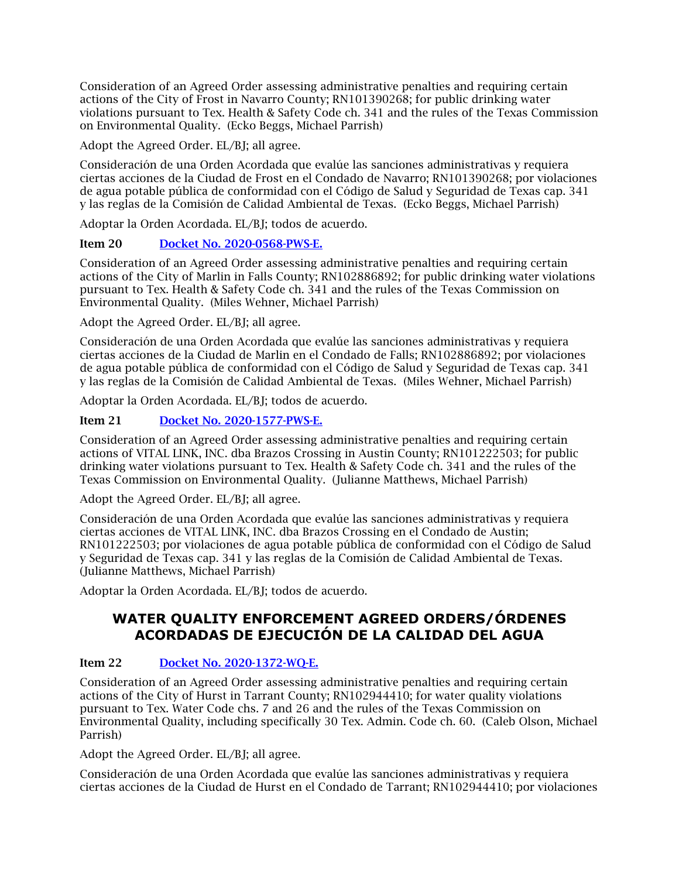Consideration of an Agreed Order assessing administrative penalties and requiring certain actions of the City of Frost in Navarro County; RN101390268; for public drinking water violations pursuant to Tex. Health & Safety Code ch. 341 and the rules of the Texas Commission on Environmental Quality. (Ecko Beggs, Michael Parrish)

Adopt the Agreed Order. EL/BJ; all agree.

Consideración de una Orden Acordada que evalúe las sanciones administrativas y requiera ciertas acciones de la Ciudad de Frost en el Condado de Navarro; RN101390268; por violaciones de agua potable pública de conformidad con el Código de Salud y Seguridad de Texas cap. 341 y las reglas de la Comisión de Calidad Ambiental de Texas. (Ecko Beggs, Michael Parrish)

Adoptar la Orden Acordada. EL/BJ; todos de acuerdo.

**Item 20** [Docket No. 2020-0568-PWS-E.]

Consideration of an Agreed Order assessing administrative penalties and requiring certain actions of the City of Marlin in Falls County; RN102886892; for public drinking water violations pursuant to Tex. Health & Safety Code ch. 341 and the rules of the Texas Commission on Environmental Quality. (Miles Wehner, Michael Parrish)

Adopt the Agreed Order. EL/BJ; all agree.

Consideración de una Orden Acordada que evalúe las sanciones administrativas y requiera ciertas acciones de la Ciudad de Marlin en el Condado de Falls; RN102886892; por violaciones de agua potable pública de conformidad con el Código de Salud y Seguridad de Texas cap. 341 y las reglas de la Comisión de Calidad Ambiental de Texas. (Miles Wehner, Michael Parrish)

Adoptar la Orden Acordada. EL/BJ; todos de acuerdo.

**Item 21** [Docket No. 2020-1577-PWS-E.]

Consideration of an Agreed Order assessing administrative penalties and requiring certain actions of VITAL LINK, INC. dba Brazos Crossing in Austin County; RN101222503; for public drinking water violations pursuant to Tex. Health & Safety Code ch. 341 and the rules of the Texas Commission on Environmental Quality. (Julianne Matthews, Michael Parrish)

Adopt the Agreed Order. EL/BJ; all agree.

Consideración de una Orden Acordada que evalúe las sanciones administrativas y requiera ciertas acciones de VITAL LINK, INC. dba Brazos Crossing en el Condado de Austin; RN101222503; por violaciones de agua potable pública de conformidad con el Código de Salud y Seguridad de Texas cap. 341 y las reglas de la Comisión de Calidad Ambiental de Texas. (Julianne Matthews, Michael Parrish)

Adoptar la Orden Acordada. EL/BJ; todos de acuerdo.

## WATER QUALITY ENFORCEMENT AGREED ORDERS/ÓRDENES ACORDADAS DE EJECUCIÓN DE LA CALIDAD DEL AGUA

**Item 22** [Docket No. 2020-1372-WQ-E.]

Consideration of an Agreed Order assessing administrative penalties and requiring certain actions of the City of Hurst in Tarrant County; RN102944410; for water quality violations pursuant to Tex. Water Code chs. 7 and 26 and the rules of the Texas Commission on Environmental Quality, including specifically 30 Tex. Admin. Code ch. 60. (Caleb Olson, Michael Parrish)

Adopt the Agreed Order. EL/BJ; all agree.

Consideración de una Orden Acordada que evalúe las sanciones administrativas y requiera ciertas acciones de la Ciudad de Hurst en el Condado de Tarrant; RN102944410; por violaciones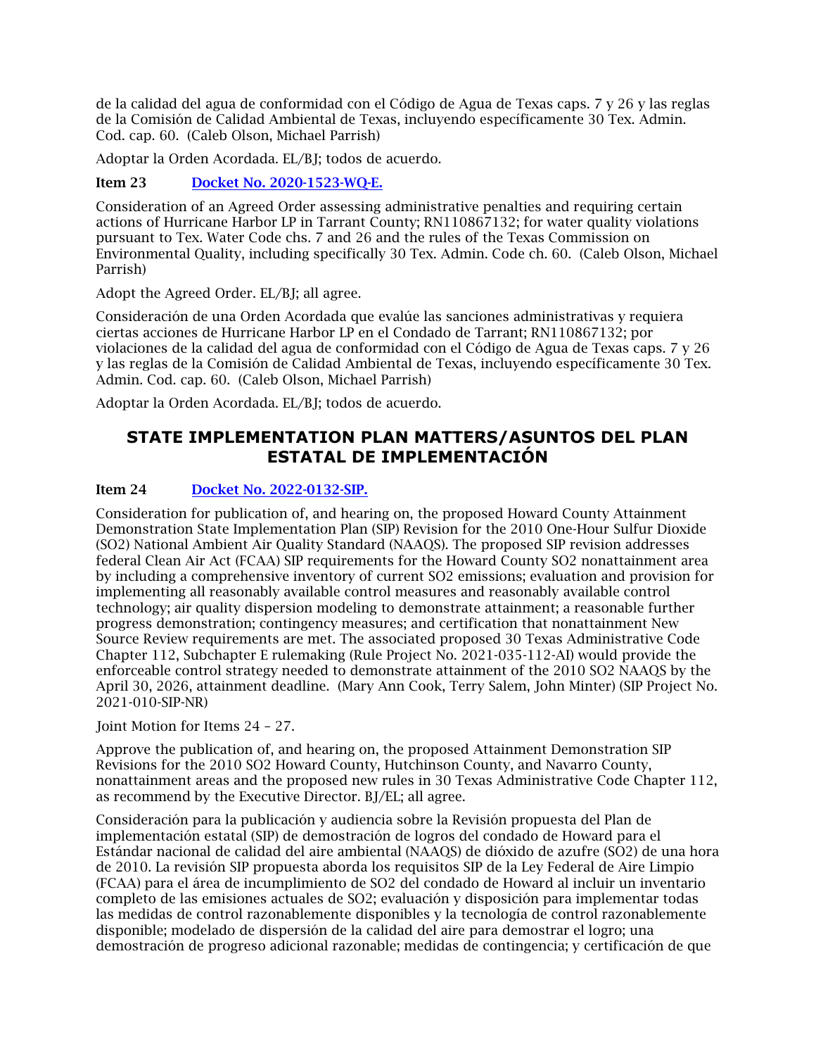de la calidad del agua de conformidad con el Código de Agua de Texas caps. 7 y 26 y las reglas de la Comisión de Calidad Ambiental de Texas, incluyendo específicamente 30 Tex. Admin. Cod. cap. 60. (Caleb Olson, Michael Parrish)

Adoptar la Orden Acordada. EL/BJ; todos de acuerdo.

**Item 23** [Docket No. 2020-1523-WQ-E.]()

Consideration of an Agreed Order assessing administrative penalties and requiring certain actions of Hurricane Harbor LP in Tarrant County; RN110867132; for water quality violations pursuant to Tex. Water Code chs. 7 and 26 and the rules of the Texas Commission on Environmental Quality, including specifically 30 Tex. Admin. Code ch. 60. (Caleb Olson, Michael Parrish)

Adopt the Agreed Order. EL/BJ; all agree.

Consideración de una Orden Acordada que evalúe las sanciones administrativas y requiera ciertas acciones de Hurricane Harbor LP en el Condado de Tarrant; RN110867132; por violaciones de la calidad del agua de conformidad con el Código de Agua de Texas caps. 7 y 26 y las reglas de la Comisión de Calidad Ambiental de Texas, incluyendo específicamente 30 Tex. Admin. Cod. cap. 60. (Caleb Olson, Michael Parrish)

Adoptar la Orden Acordada. EL/BJ; todos de acuerdo.

## STATE IMPLEMENTATION PLAN MATTERS/ASUNTOS DEL PLAN ESTATAL DE IMPLEMENTACIÓN

**Item 24** [Docket No. 2022-0132-SIP.]()

Consideration for publication of, and hearing on, the proposed Howard County Attainment Demonstration State Implementation Plan (SIP) Revision for the 2010 One-Hour Sulfur Dioxide ($SO_2$) National Ambient Air Quality Standard (NAAQS). The proposed SIP revision addresses federal Clean Air Act (FCAA) SIP requirements for the Howard County $SO_2$ nonattainment area by including a comprehensive inventory of current $SO_2$ emissions; evaluation and provision for implementing all reasonably available control measures and reasonably available control technology; air quality dispersion modeling to demonstrate attainment; a reasonable further progress demonstration; contingency measures; and certification that nonattainment New Source Review requirements are met. The associated proposed 30 Texas Administrative Code Chapter 112, Subchapter E rulemaking (Rule Project No. 2021-035-112-AI) would provide the enforceable control strategy needed to demonstrate attainment of the 2010 $SO_2$ NAAQS by the April 30, 2026, attainment deadline. (Mary Ann Cook, Terry Salem, John Minter) (SIP Project No. 2021-010-SIP-NR)

Joint Motion for Items 24 – 27.

Approve the publication of, and hearing on, the proposed Attainment Demonstration SIP Revisions for the 2010 $SO_2$ Howard County, Hutchinson County, and Navarro County, nonattainment areas and the proposed new rules in 30 Texas Administrative Code Chapter 112, as recommend by the Executive Director. BJ/EL; all agree.

Consideración para la publicación y audiencia sobre la Revisión propuesta del Plan de implementación estatal (SIP) de demostración de logros del condado de Howard para el Estándar nacional de calidad del aire ambiental (NAAQS) de dióxido de azufre ($SO_2$) de una hora de 2010. La revisión SIP propuesta aborda los requisitos SIP de la Ley Federal de Aire Limpio (FCAA) para el área de incumplimiento de $SO_2$ del condado de Howard al incluir un inventario completo de las emisiones actuales de $SO_2$; evaluación y disposición para implementar todas las medidas de control razonablemente disponibles y la tecnología de control razonablemente disponible; modelado de dispersión de la calidad del aire para demostrar el logro; una demostración de progreso adicional razonable; medidas de contingencia; y certificación de que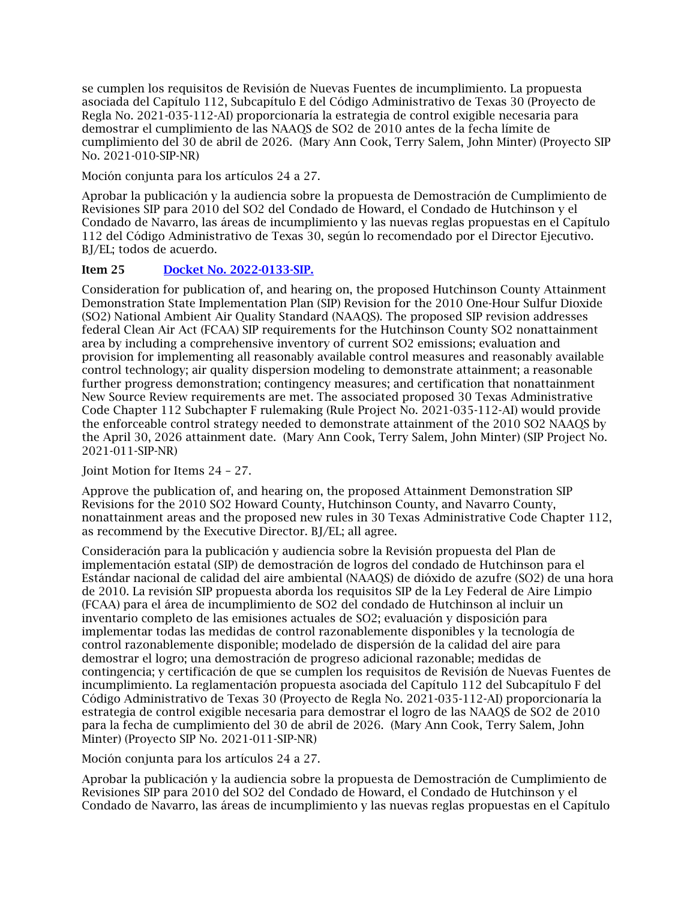se cumplen los requisitos de Revisión de Nuevas Fuentes de incumplimiento. La propuesta asociada del Capítulo 112, Subcapítulo E del Código Administrativo de Texas 30 (Proyecto de Regla No. 2021-035-112-AI) proporcionaría la estrategia de control exigible necesaria para demostrar el cumplimiento de las NAAQS de SO2 de 2010 antes de la fecha límite de cumplimiento del 30 de abril de 2026. (Mary Ann Cook, Terry Salem, John Minter) (Proyecto SIP No. 2021-010-SIP-NR)

Moción conjunta para los artículos 24 a 27.

Aprobar la publicación y la audiencia sobre la propuesta de Demostración de Cumplimiento de Revisiones SIP para 2010 del SO2 del Condado de Howard, el Condado de Hutchinson y el Condado de Navarro, las áreas de incumplimiento y las nuevas reglas propuestas en el Capítulo 112 del Código Administrativo de Texas 30, según lo recomendado por el Director Ejecutivo. BJ/EL; todos de acuerdo.

**Item 25** [Docket No. 2022-0133-SIP.]

Consideration for publication of, and hearing on, the proposed Hutchinson County Attainment Demonstration State Implementation Plan (SIP) Revision for the 2010 One-Hour Sulfur Dioxide (SO2) National Ambient Air Quality Standard (NAAQS). The proposed SIP revision addresses federal Clean Air Act (FCAA) SIP requirements for the Hutchinson County SO2 nonattainment area by including a comprehensive inventory of current SO2 emissions; evaluation and provision for implementing all reasonably available control measures and reasonably available control technology; air quality dispersion modeling to demonstrate attainment; a reasonable further progress demonstration; contingency measures; and certification that nonattainment New Source Review requirements are met. The associated proposed 30 Texas Administrative Code Chapter 112 Subchapter F rulemaking (Rule Project No. 2021-035-112-AI) would provide the enforceable control strategy needed to demonstrate attainment of the 2010 SO2 NAAQS by the April 30, 2026 attainment date. (Mary Ann Cook, Terry Salem, John Minter) (SIP Project No. 2021-011-SIP-NR)

Joint Motion for Items 24 – 27.

Approve the publication of, and hearing on, the proposed Attainment Demonstration SIP Revisions for the 2010 SO2 Howard County, Hutchinson County, and Navarro County, nonattainment areas and the proposed new rules in 30 Texas Administrative Code Chapter 112, as recommend by the Executive Director. BJ/EL; all agree.

Consideración para la publicación y audiencia sobre la Revisión propuesta del Plan de implementación estatal (SIP) de demostración de logros del condado de Hutchinson para el Estándar nacional de calidad del aire ambiental (NAAQS) de dióxido de azufre (SO2) de una hora de 2010. La revisión SIP propuesta aborda los requisitos SIP de la Ley Federal de Aire Limpio (FCAA) para el área de incumplimiento de SO2 del condado de Hutchinson al incluir un inventario completo de las emisiones actuales de SO2; evaluación y disposición para implementar todas las medidas de control razonablemente disponibles y la tecnología de control razonablemente disponible; modelado de dispersión de la calidad del aire para demostrar el logro; una demostración de progreso adicional razonable; medidas de contingencia; y certificación de que se cumplen los requisitos de Revisión de Nuevas Fuentes de incumplimiento. La reglamentación propuesta asociada del Capítulo 112 del Subcapítulo F del Código Administrativo de Texas 30 (Proyecto de Regla No. 2021-035-112-AI) proporcionaría la estrategia de control exigible necesaria para demostrar el logro de las NAAQS de SO2 de 2010 para la fecha de cumplimiento del 30 de abril de 2026. (Mary Ann Cook, Terry Salem, John Minter) (Proyecto SIP No. 2021-011-SIP-NR)

Moción conjunta para los artículos 24 a 27.

Aprobar la publicación y la audiencia sobre la propuesta de Demostración de Cumplimiento de Revisiones SIP para 2010 del SO2 del Condado de Howard, el Condado de Hutchinson y el Condado de Navarro, las áreas de incumplimiento y las nuevas reglas propuestas en el Capítulo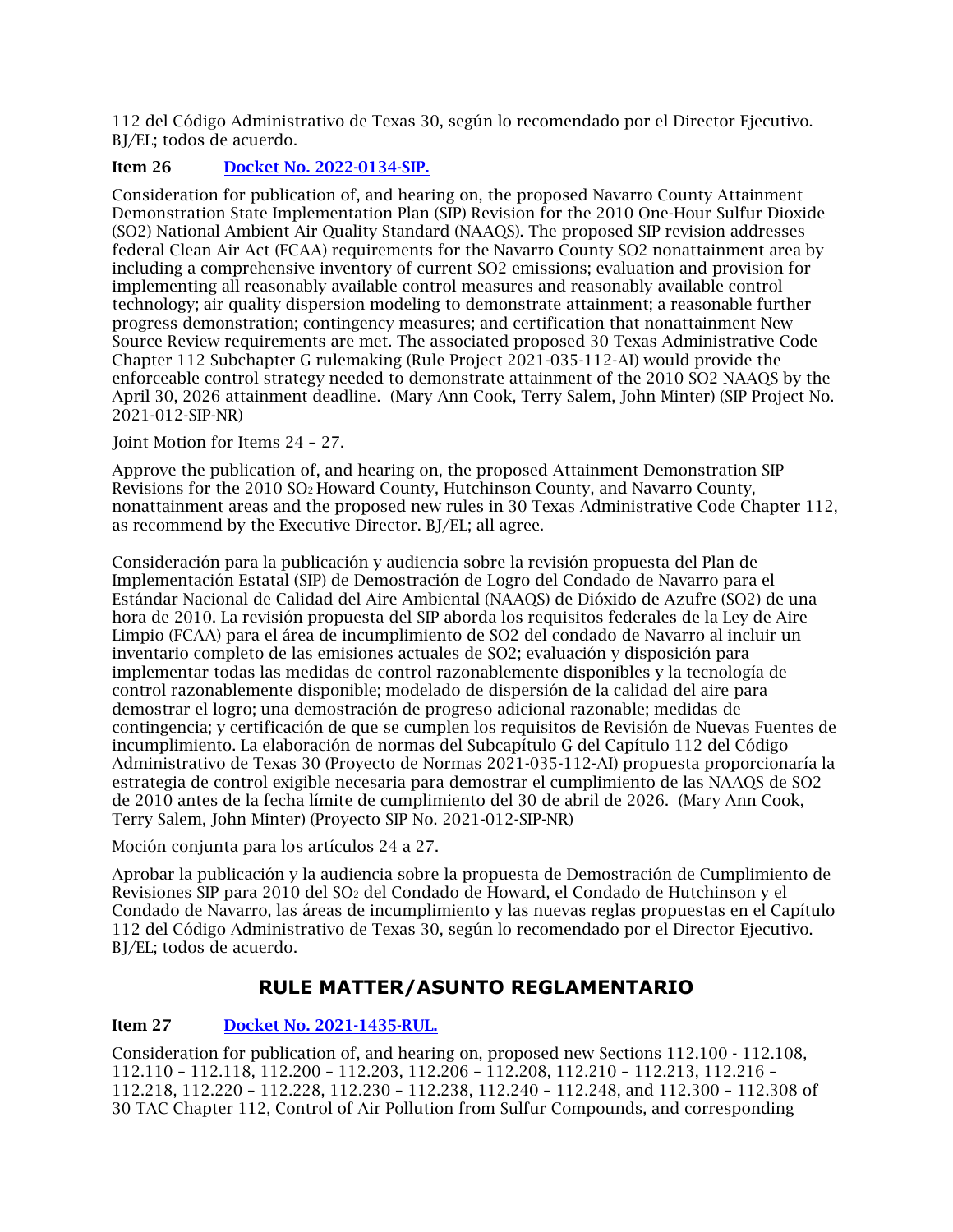112 del Código Administrativo de Texas 30, según lo recomendado por el Director Ejecutivo. BJ/EL; todos de acuerdo.

**Item 26** [Docket No. 2022-0134-SIP.]()

Consideration for publication of, and hearing on, the proposed Navarro County Attainment Demonstration State Implementation Plan (SIP) Revision for the 2010 One-Hour Sulfur Dioxide (SO2) National Ambient Air Quality Standard (NAAQS). The proposed SIP revision addresses federal Clean Air Act (FCAA) requirements for the Navarro County SO2 nonattainment area by including a comprehensive inventory of current SO2 emissions; evaluation and provision for implementing all reasonably available control measures and reasonably available control technology; air quality dispersion modeling to demonstrate attainment; a reasonable further progress demonstration; contingency measures; and certification that nonattainment New Source Review requirements are met. The associated proposed 30 Texas Administrative Code Chapter 112 Subchapter G rulemaking (Rule Project 2021-035-112-AI) would provide the enforceable control strategy needed to demonstrate attainment of the 2010 SO2 NAAQS by the April 30, 2026 attainment deadline. (Mary Ann Cook, Terry Salem, John Minter) (SIP Project No. 2021-012-SIP-NR)

Joint Motion for Items 24 – 27.

Approve the publication of, and hearing on, the proposed Attainment Demonstration SIP Revisions for the 2010 $SO_2$ Howard County, Hutchinson County, and Navarro County, nonattainment areas and the proposed new rules in 30 Texas Administrative Code Chapter 112, as recommend by the Executive Director. BJ/EL; all agree.

Consideración para la publicación y audiencia sobre la revisión propuesta del Plan de Implementación Estatal (SIP) de Demostración de Logro del Condado de Navarro para el Estándar Nacional de Calidad del Aire Ambiental (NAAQS) de Dióxido de Azufre (SO2) de una hora de 2010. La revisión propuesta del SIP aborda los requisitos federales de la Ley de Aire Limpio (FCAA) para el área de incumplimiento de SO2 del condado de Navarro al incluir un inventario completo de las emisiones actuales de SO2; evaluación y disposición para implementar todas las medidas de control razonablemente disponibles y la tecnología de control razonablemente disponible; modelado de dispersión de la calidad del aire para demostrar el logro; una demostración de progreso adicional razonable; medidas de contingencia; y certificación de que se cumplen los requisitos de Revisión de Nuevas Fuentes de incumplimiento. La elaboración de normas del Subcapítulo G del Capítulo 112 del Código Administrativo de Texas 30 (Proyecto de Normas 2021-035-112-AI) propuesta proporcionaría la estrategia de control exigible necesaria para demostrar el cumplimiento de las NAAQS de SO2 de 2010 antes de la fecha límite de cumplimiento del 30 de abril de 2026. (Mary Ann Cook, Terry Salem, John Minter) (Proyecto SIP No. 2021-012-SIP-NR)

Moción conjunta para los artículos 24 a 27.

Aprobar la publicación y la audiencia sobre la propuesta de Demostración de Cumplimiento de Revisiones SIP para 2010 del $SO_2$ del Condado de Howard, el Condado de Hutchinson y el Condado de Navarro, las áreas de incumplimiento y las nuevas reglas propuestas en el Capítulo 112 del Código Administrativo de Texas 30, según lo recomendado por el Director Ejecutivo. BJ/EL; todos de acuerdo.

## RULE MATTER/ASUNTO REGLAMENTARIO

**Item 27** [Docket No. 2021-1435-RUL.]()

Consideration for publication of, and hearing on, proposed new Sections 112.100 - 112.108, 112.110 – 112.118, 112.200 – 112.203, 112.206 – 112.208, 112.210 – 112.213, 112.216 – 112.218, 112.220 – 112.228, 112.230 – 112.238, 112.240 – 112.248, and 112.300 – 112.308 of 30 TAC Chapter 112, Control of Air Pollution from Sulfur Compounds, and corresponding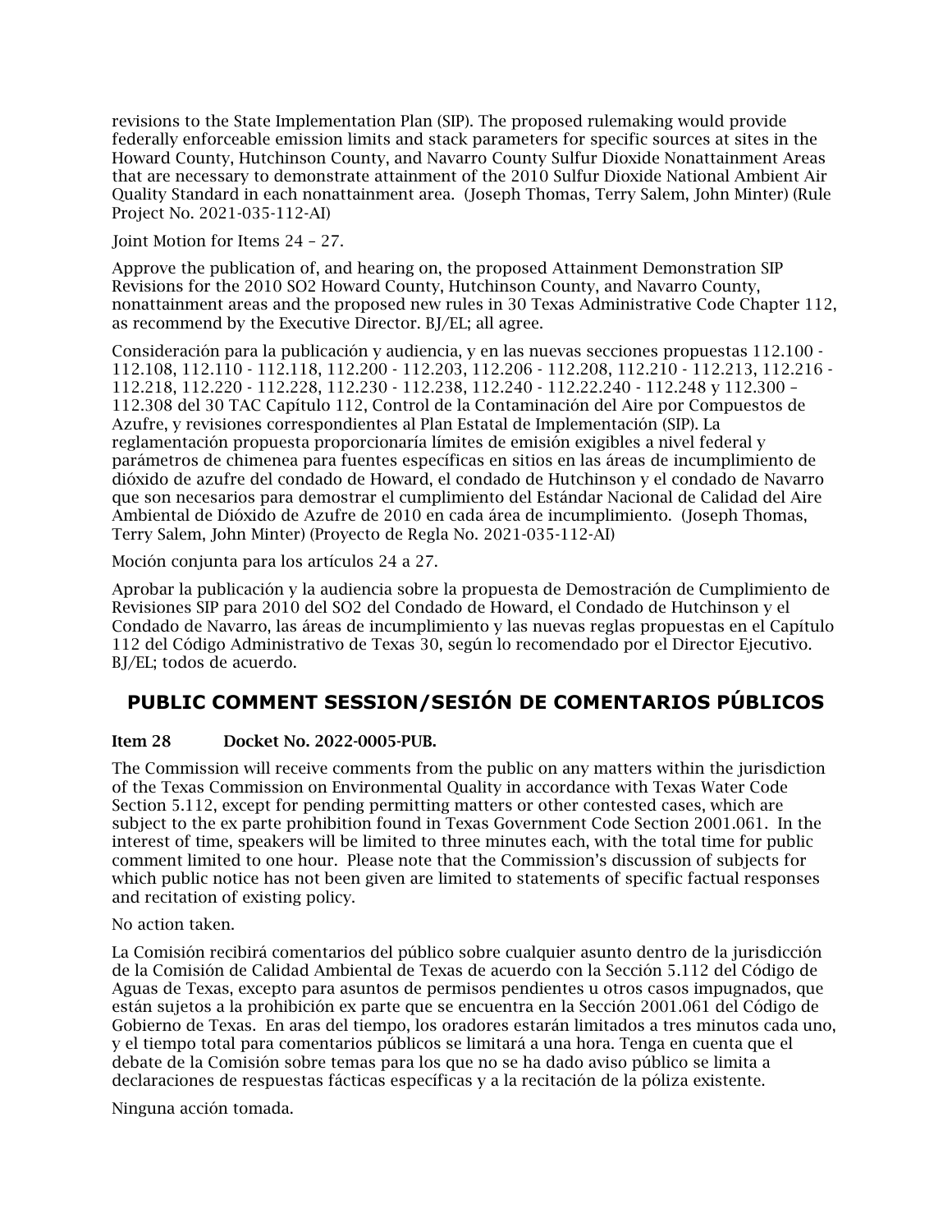revisions to the State Implementation Plan (SIP). The proposed rulemaking would provide federally enforceable emission limits and stack parameters for specific sources at sites in the Howard County, Hutchinson County, and Navarro County Sulfur Dioxide Nonattainment Areas that are necessary to demonstrate attainment of the 2010 Sulfur Dioxide National Ambient Air Quality Standard in each nonattainment area. (Joseph Thomas, Terry Salem, John Minter) (Rule Project No. 2021-035-112-AI)

Joint Motion for Items 24 – 27.

Approve the publication of, and hearing on, the proposed Attainment Demonstration SIP Revisions for the 2010 SO2 Howard County, Hutchinson County, and Navarro County, nonattainment areas and the proposed new rules in 30 Texas Administrative Code Chapter 112, as recommend by the Executive Director. BJ/EL; all agree.

Consideración para la publicación y audiencia, y en las nuevas secciones propuestas 112.100 - 112.108, 112.110 - 112.118, 112.200 - 112.203, 112.206 - 112.208, 112.210 - 112.213, 112.216 - 112.218, 112.220 - 112.228, 112.230 - 112.238, 112.240 - 112.22.240 - 112.248 y 112.300 – 112.308 del 30 TAC Capítulo 112, Control de la Contaminación del Aire por Compuestos de Azufre, y revisiones correspondientes al Plan Estatal de Implementación (SIP). La reglamentación propuesta proporcionaría límites de emisión exigibles a nivel federal y parámetros de chimenea para fuentes específicas en sitios en las áreas de incumplimiento de dióxido de azufre del condado de Howard, el condado de Hutchinson y el condado de Navarro que son necesarios para demostrar el cumplimiento del Estándar Nacional de Calidad del Aire Ambiental de Dióxido de Azufre de 2010 en cada área de incumplimiento. (Joseph Thomas, Terry Salem, John Minter) (Proyecto de Regla No. 2021-035-112-AI)

Moción conjunta para los artículos 24 a 27.

Aprobar la publicación y la audiencia sobre la propuesta de Demostración de Cumplimiento de Revisiones SIP para 2010 del SO2 del Condado de Howard, el Condado de Hutchinson y el Condado de Navarro, las áreas de incumplimiento y las nuevas reglas propuestas en el Capítulo 112 del Código Administrativo de Texas 30, según lo recomendado por el Director Ejecutivo. BJ/EL; todos de acuerdo.

## PUBLIC COMMENT SESSION/SESIÓN DE COMENTARIOS PÚBLICOS

**Item 28 Docket No. 2022-0005-PUB.**

The Commission will receive comments from the public on any matters within the jurisdiction of the Texas Commission on Environmental Quality in accordance with Texas Water Code Section 5.112, except for pending permitting matters or other contested cases, which are subject to the ex parte prohibition found in Texas Government Code Section 2001.061. In the interest of time, speakers will be limited to three minutes each, with the total time for public comment limited to one hour. Please note that the Commission's discussion of subjects for which public notice has not been given are limited to statements of specific factual responses and recitation of existing policy.

No action taken.

La Comisión recibirá comentarios del público sobre cualquier asunto dentro de la jurisdicción de la Comisión de Calidad Ambiental de Texas de acuerdo con la Sección 5.112 del Código de Aguas de Texas, excepto para asuntos de permisos pendientes u otros casos impugnados, que están sujetos a la prohibición ex parte que se encuentra en la Sección 2001.061 del Código de Gobierno de Texas. En aras del tiempo, los oradores estarán limitados a tres minutos cada uno, y el tiempo total para comentarios públicos se limitará a una hora. Tenga en cuenta que el debate de la Comisión sobre temas para los que no se ha dado aviso público se limita a declaraciones de respuestas fácticas específicas y a la recitación de la póliza existente.

Ninguna acción tomada.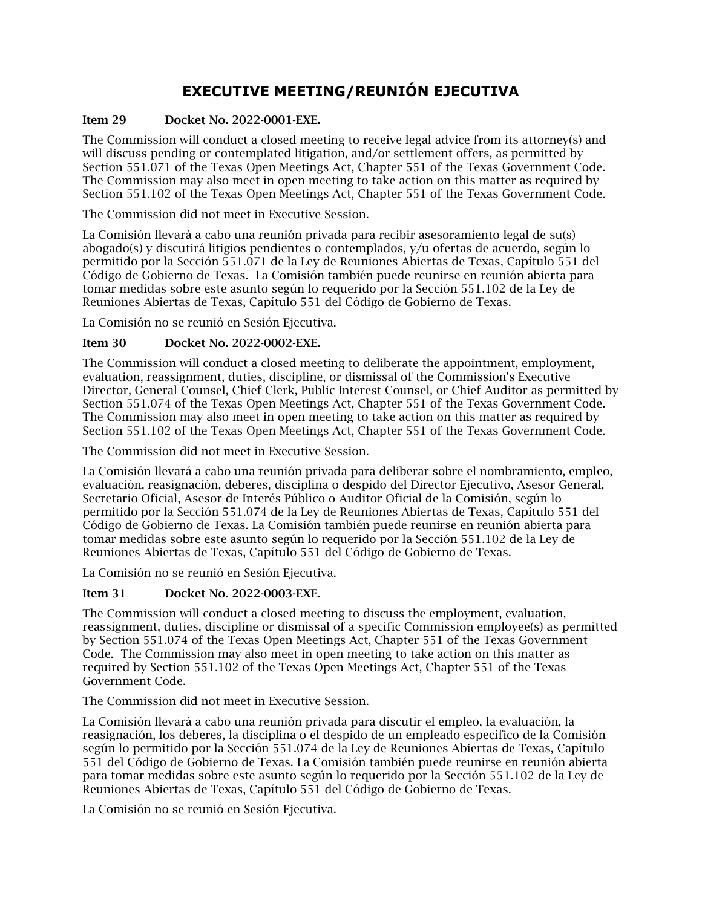# EXECUTIVE MEETING/REUNIÓN EJECUTIVA

**Item 29 Docket No. 2022-0001-EXE.**

The Commission will conduct a closed meeting to receive legal advice from its attorney(s) and will discuss pending or contemplated litigation, and/or settlement offers, as permitted by Section 551.071 of the Texas Open Meetings Act, Chapter 551 of the Texas Government Code. The Commission may also meet in open meeting to take action on this matter as required by Section 551.102 of the Texas Open Meetings Act, Chapter 551 of the Texas Government Code.

The Commission did not meet in Executive Session.

La Comisión llevará a cabo una reunión privada para recibir asesoramiento legal de su(s) abogado(s) y discutirá litigios pendientes o contemplados, y/u ofertas de acuerdo, según lo permitido por la Sección 551.071 de la Ley de Reuniones Abiertas de Texas, Capítulo 551 del Código de Gobierno de Texas. La Comisión también puede reunirse en reunión abierta para tomar medidas sobre este asunto según lo requerido por la Sección 551.102 de la Ley de Reuniones Abiertas de Texas, Capítulo 551 del Código de Gobierno de Texas.

La Comisión no se reunió en Sesión Ejecutiva.

**Item 30 Docket No. 2022-0002-EXE.**

The Commission will conduct a closed meeting to deliberate the appointment, employment, evaluation, reassignment, duties, discipline, or dismissal of the Commission's Executive Director, General Counsel, Chief Clerk, Public Interest Counsel, or Chief Auditor as permitted by Section 551.074 of the Texas Open Meetings Act, Chapter 551 of the Texas Government Code. The Commission may also meet in open meeting to take action on this matter as required by Section 551.102 of the Texas Open Meetings Act, Chapter 551 of the Texas Government Code.

The Commission did not meet in Executive Session.

La Comisión llevará a cabo una reunión privada para deliberar sobre el nombramiento, empleo, evaluación, reasignación, deberes, disciplina o despido del Director Ejecutivo, Asesor General, Secretario Oficial, Asesor de Interés Público o Auditor Oficial de la Comisión, según lo permitido por la Sección 551.074 de la Ley de Reuniones Abiertas de Texas, Capítulo 551 del Código de Gobierno de Texas. La Comisión también puede reunirse en reunión abierta para tomar medidas sobre este asunto según lo requerido por la Sección 551.102 de la Ley de Reuniones Abiertas de Texas, Capítulo 551 del Código de Gobierno de Texas.

La Comisión no se reunió en Sesión Ejecutiva.

**Item 31 Docket No. 2022-0003-EXE.**

The Commission will conduct a closed meeting to discuss the employment, evaluation, reassignment, duties, discipline or dismissal of a specific Commission employee(s) as permitted by Section 551.074 of the Texas Open Meetings Act, Chapter 551 of the Texas Government Code. The Commission may also meet in open meeting to take action on this matter as required by Section 551.102 of the Texas Open Meetings Act, Chapter 551 of the Texas Government Code.

The Commission did not meet in Executive Session.

La Comisión llevará a cabo una reunión privada para discutir el empleo, la evaluación, la reasignación, los deberes, la disciplina o el despido de un empleado específico de la Comisión según lo permitido por la Sección 551.074 de la Ley de Reuniones Abiertas de Texas, Capítulo 551 del Código de Gobierno de Texas. La Comisión también puede reunirse en reunión abierta para tomar medidas sobre este asunto según lo requerido por la Sección 551.102 de la Ley de Reuniones Abiertas de Texas, Capítulo 551 del Código de Gobierno de Texas.

La Comisión no se reunió en Sesión Ejecutiva.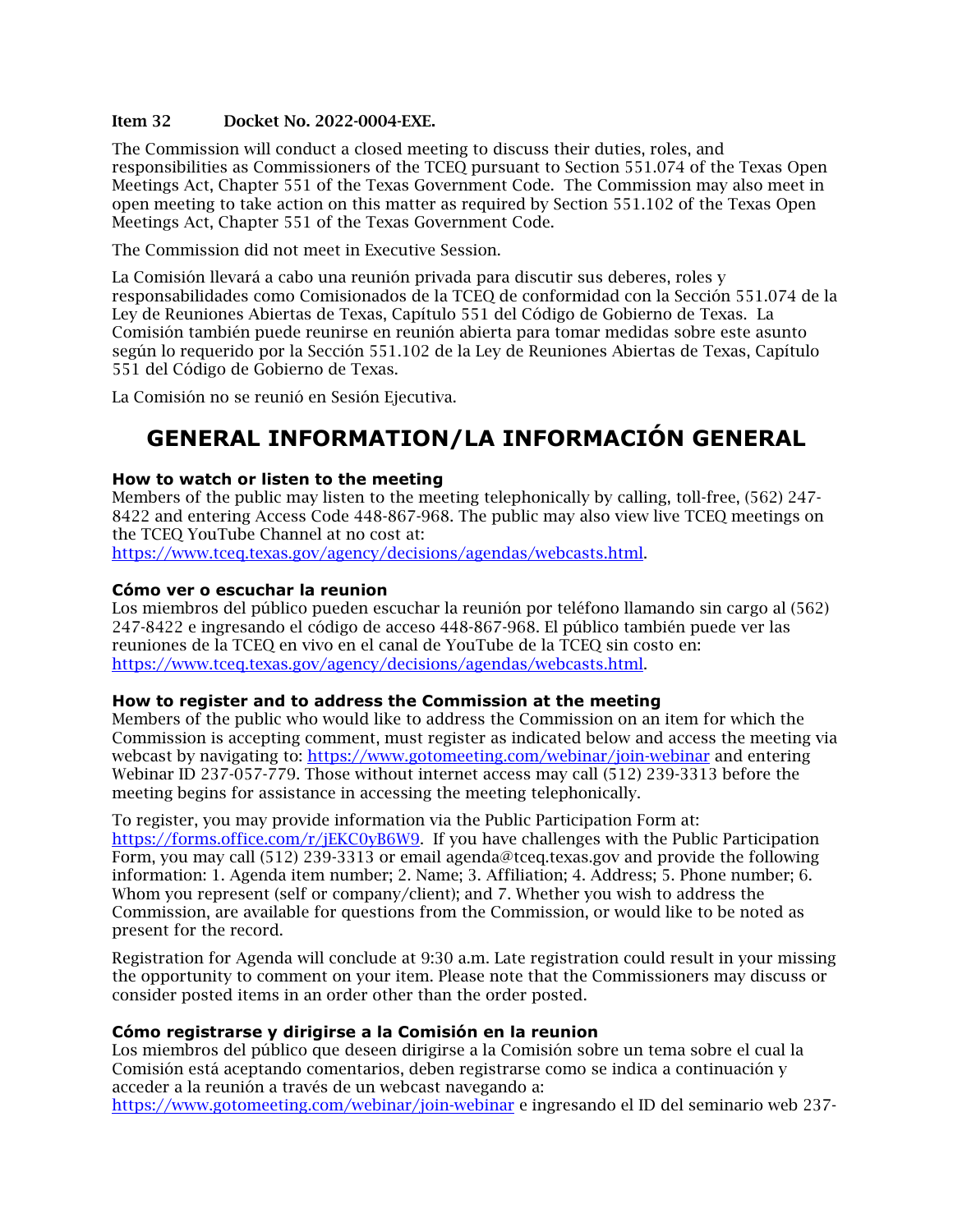**Item 32 Docket No. 2022-0004-EXE.**

The Commission will conduct a closed meeting to discuss their duties, roles, and responsibilities as Commissioners of the TCEQ pursuant to Section 551.074 of the Texas Open Meetings Act, Chapter 551 of the Texas Government Code. The Commission may also meet in open meeting to take action on this matter as required by Section 551.102 of the Texas Open Meetings Act, Chapter 551 of the Texas Government Code.

The Commission did not meet in Executive Session.

La Comisión llevará a cabo una reunión privada para discutir sus deberes, roles y responsabilidades como Comisionados de la TCEQ de conformidad con la Sección 551.074 de la Ley de Reuniones Abiertas de Texas, Capítulo 551 del Código de Gobierno de Texas. La Comisión también puede reunirse en reunión abierta para tomar medidas sobre este asunto según lo requerido por la Sección 551.102 de la Ley de Reuniones Abiertas de Texas, Capítulo 551 del Código de Gobierno de Texas.

La Comisión no se reunió en Sesión Ejecutiva.

# GENERAL INFORMATION/LA INFORMACIÓN GENERAL

### How to watch or listen to the meeting

Members of the public may listen to the meeting telephonically by calling, toll-free, (562) 247-8422 and entering Access Code 448-867-968. The public may also view live TCEQ meetings on the TCEQ YouTube Channel at no cost at:
https://www.tceq.texas.gov/agency/decisions/agendas/webcasts.html.

### Cómo ver o escuchar la reunion

Los miembros del público pueden escuchar la reunión por teléfono llamando sin cargo al (562) 247-8422 e ingresando el código de acceso 448-867-968. El público también puede ver las reuniones de la TCEQ en vivo en el canal de YouTube de la TCEQ sin costo en:
https://www.tceq.texas.gov/agency/decisions/agendas/webcasts.html.

### How to register and to address the Commission at the meeting

Members of the public who would like to address the Commission on an item for which the Commission is accepting comment, must register as indicated below and access the meeting via webcast by navigating to: https://www.gotomeeting.com/webinar/join-webinar and entering Webinar ID 237-057-779. Those without internet access may call (512) 239-3313 before the meeting begins for assistance in accessing the meeting telephonically.

To register, you may provide information via the Public Participation Form at: https://forms.office.com/r/jEKC0yB6W9. If you have challenges with the Public Participation Form, you may call (512) 239-3313 or email agenda@tceq.texas.gov and provide the following information: 1. Agenda item number; 2. Name; 3. Affiliation; 4. Address; 5. Phone number; 6. Whom you represent (self or company/client); and 7. Whether you wish to address the Commission, are available for questions from the Commission, or would like to be noted as present for the record.

Registration for Agenda will conclude at 9:30 a.m. Late registration could result in your missing the opportunity to comment on your item. Please note that the Commissioners may discuss or consider posted items in an order other than the order posted.

### Cómo registrarse y dirigirse a la Comisión en la reunion

Los miembros del público que deseen dirigirse a la Comisión sobre un tema sobre el cual la Comisión está aceptando comentarios, deben registrarse como se indica a continuación y acceder a la reunión a través de un webcast navegando a:
https://www.gotomeeting.com/webinar/join-webinar e ingresando el ID del seminario web 237-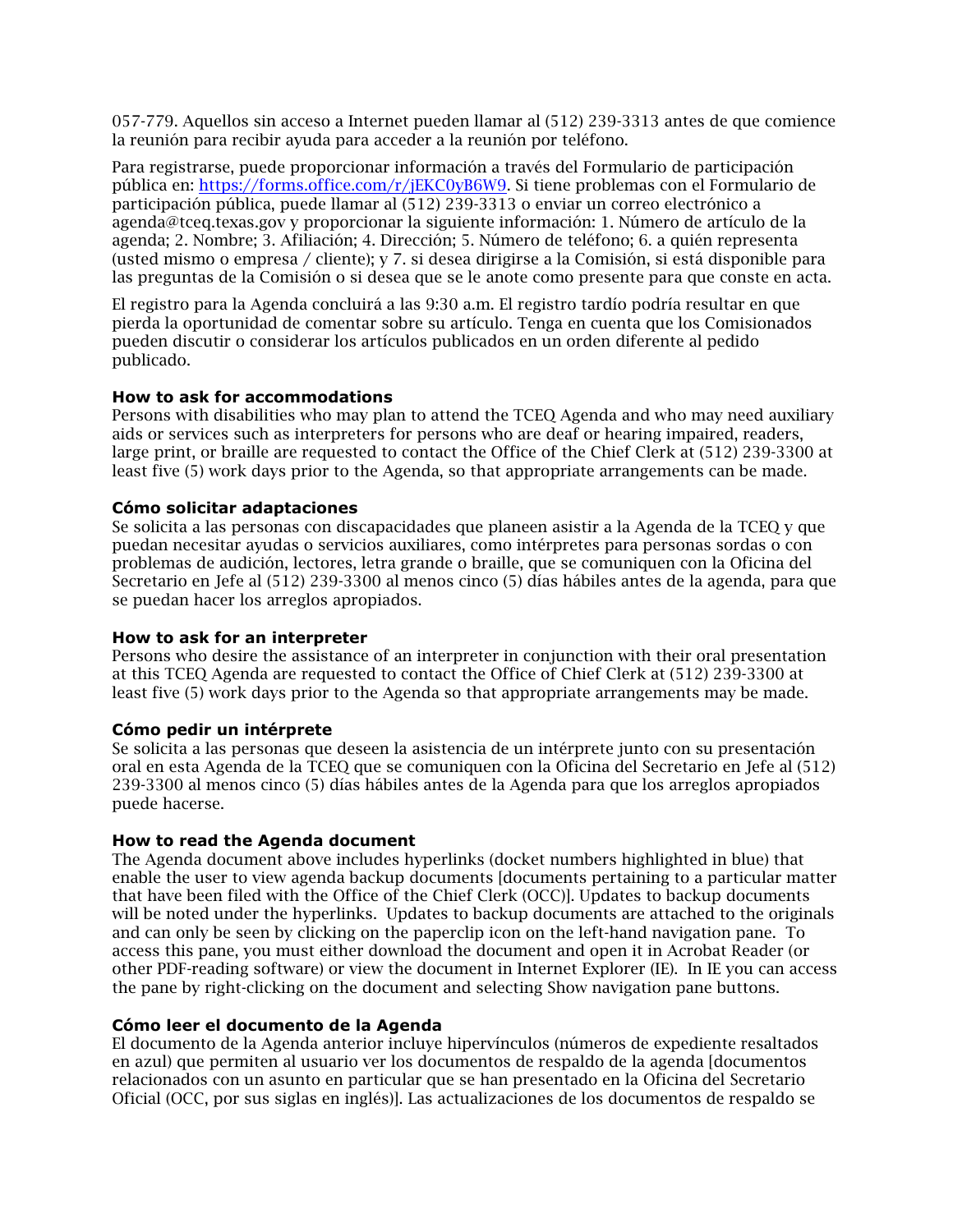057-779. Aquellos sin acceso a Internet pueden llamar al (512) 239-3313 antes de que comience la reunión para recibir ayuda para acceder a la reunión por teléfono.

Para registrarse, puede proporcionar información a través del Formulario de participación pública en: https://forms.office.com/r/jEKC0yB6W9. Si tiene problemas con el Formulario de participación pública, puede llamar al (512) 239-3313 o enviar un correo electrónico a agenda@tceq.texas.gov y proporcionar la siguiente información: 1. Número de artículo de la agenda; 2. Nombre; 3. Afiliación; 4. Dirección; 5. Número de teléfono; 6. a quién representa (usted mismo o empresa / cliente); y 7. si desea dirigirse a la Comisión, si está disponible para las preguntas de la Comisión o si desea que se le anote como presente para que conste en acta.

El registro para la Agenda concluirá a las 9:30 a.m. El registro tardío podría resultar en que pierda la oportunidad de comentar sobre su artículo. Tenga en cuenta que los Comisionados pueden discutir o considerar los artículos publicados en un orden diferente al pedido publicado.

**How to ask for accommodations**
Persons with disabilities who may plan to attend the TCEQ Agenda and who may need auxiliary aids or services such as interpreters for persons who are deaf or hearing impaired, readers, large print, or braille are requested to contact the Office of the Chief Clerk at (512) 239-3300 at least five (5) work days prior to the Agenda, so that appropriate arrangements can be made.

**Cómo solicitar adaptaciones**
Se solicita a las personas con discapacidades que planeen asistir a la Agenda de la TCEQ y que puedan necesitar ayudas o servicios auxiliares, como intérpretes para personas sordas o con problemas de audición, lectores, letra grande o braille, que se comuniquen con la Oficina del Secretario en Jefe al (512) 239-3300 al menos cinco (5) días hábiles antes de la agenda, para que se puedan hacer los arreglos apropiados.

**How to ask for an interpreter**
Persons who desire the assistance of an interpreter in conjunction with their oral presentation at this TCEQ Agenda are requested to contact the Office of Chief Clerk at (512) 239-3300 at least five (5) work days prior to the Agenda so that appropriate arrangements may be made.

**Cómo pedir un intérprete**
Se solicita a las personas que deseen la asistencia de un intérprete junto con su presentación oral en esta Agenda de la TCEQ que se comuniquen con la Oficina del Secretario en Jefe al (512) 239-3300 al menos cinco (5) días hábiles antes de la Agenda para que los arreglos apropiados puede hacerse.

**How to read the Agenda document**
The Agenda document above includes hyperlinks (docket numbers highlighted in blue) that enable the user to view agenda backup documents [documents pertaining to a particular matter that have been filed with the Office of the Chief Clerk (OCC)]. Updates to backup documents will be noted under the hyperlinks. Updates to backup documents are attached to the originals and can only be seen by clicking on the paperclip icon on the left-hand navigation pane. To access this pane, you must either download the document and open it in Acrobat Reader (or other PDF-reading software) or view the document in Internet Explorer (IE). In IE you can access the pane by right-clicking on the document and selecting Show navigation pane buttons.

**Cómo leer el documento de la Agenda**
El documento de la Agenda anterior incluye hipervínculos (números de expediente resaltados en azul) que permiten al usuario ver los documentos de respaldo de la agenda [documentos relacionados con un asunto en particular que se han presentado en la Oficina del Secretario Oficial (OCC, por sus siglas en inglés)]. Las actualizaciones de los documentos de respaldo se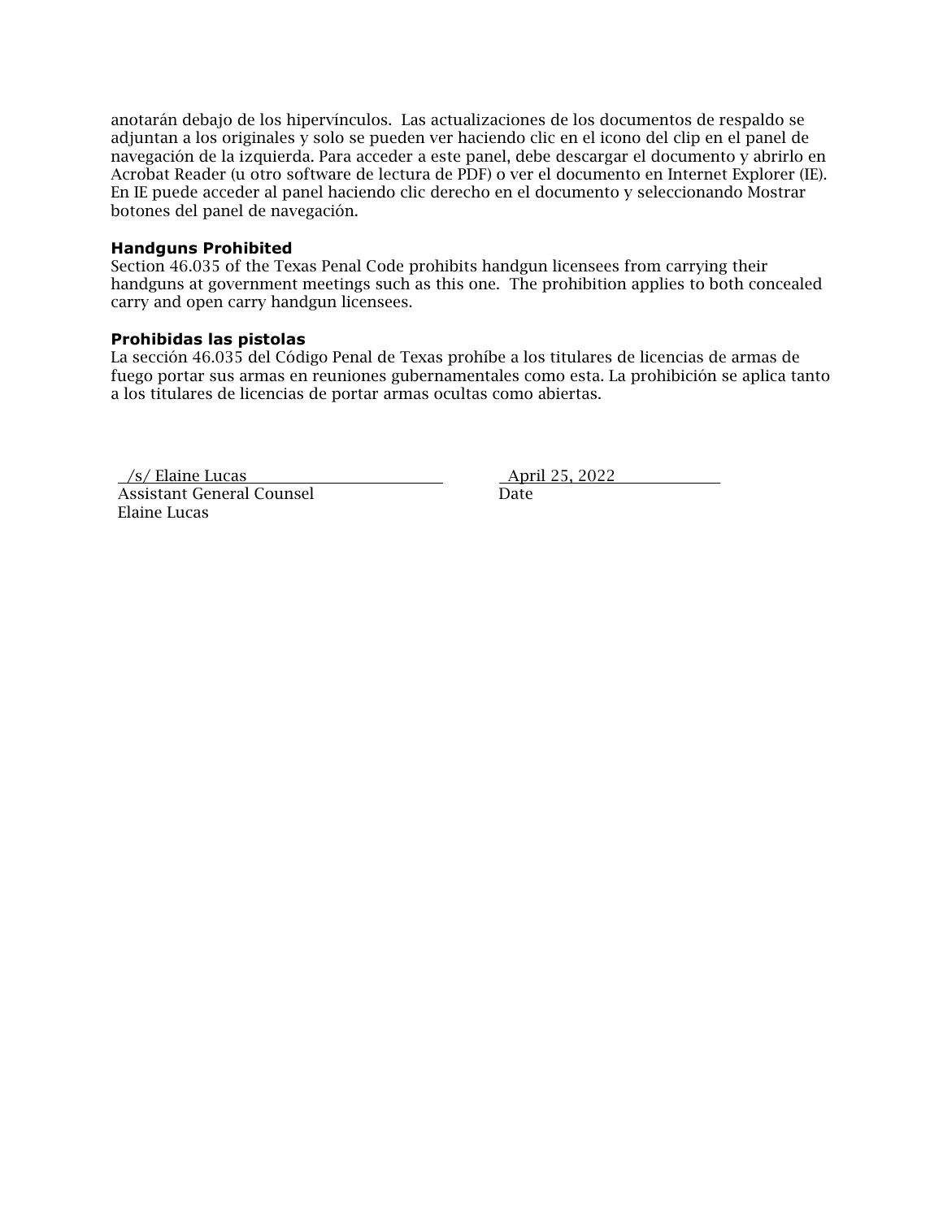anotarán debajo de los hipervínculos. Las actualizaciones de los documentos de respaldo se adjuntan a los originales y solo se pueden ver haciendo clic en el icono del clip en el panel de navegación de la izquierda. Para acceder a este panel, debe descargar el documento y abrirlo en Acrobat Reader (u otro software de lectura de PDF) o ver el documento en Internet Explorer (IE). En IE puede acceder al panel haciendo clic derecho en el documento y seleccionando Mostrar botones del panel de navegación.

**Handguns Prohibited**
Section 46.035 of the Texas Penal Code prohibits handgun licensees from carrying their handguns at government meetings such as this one. The prohibition applies to both concealed carry and open carry handgun licensees.

**Prohibidas las pistolas**
La sección 46.035 del Código Penal de Texas prohíbe a los titulares de licencias de armas de fuego portar sus armas en reuniones gubernamentales como esta. La prohibición se aplica tanto a los titulares de licencias de portar armas ocultas como abiertas.

/s/ Elaine Lucas
Assistant General Counsel
Elaine Lucas

April 25, 2022
Date